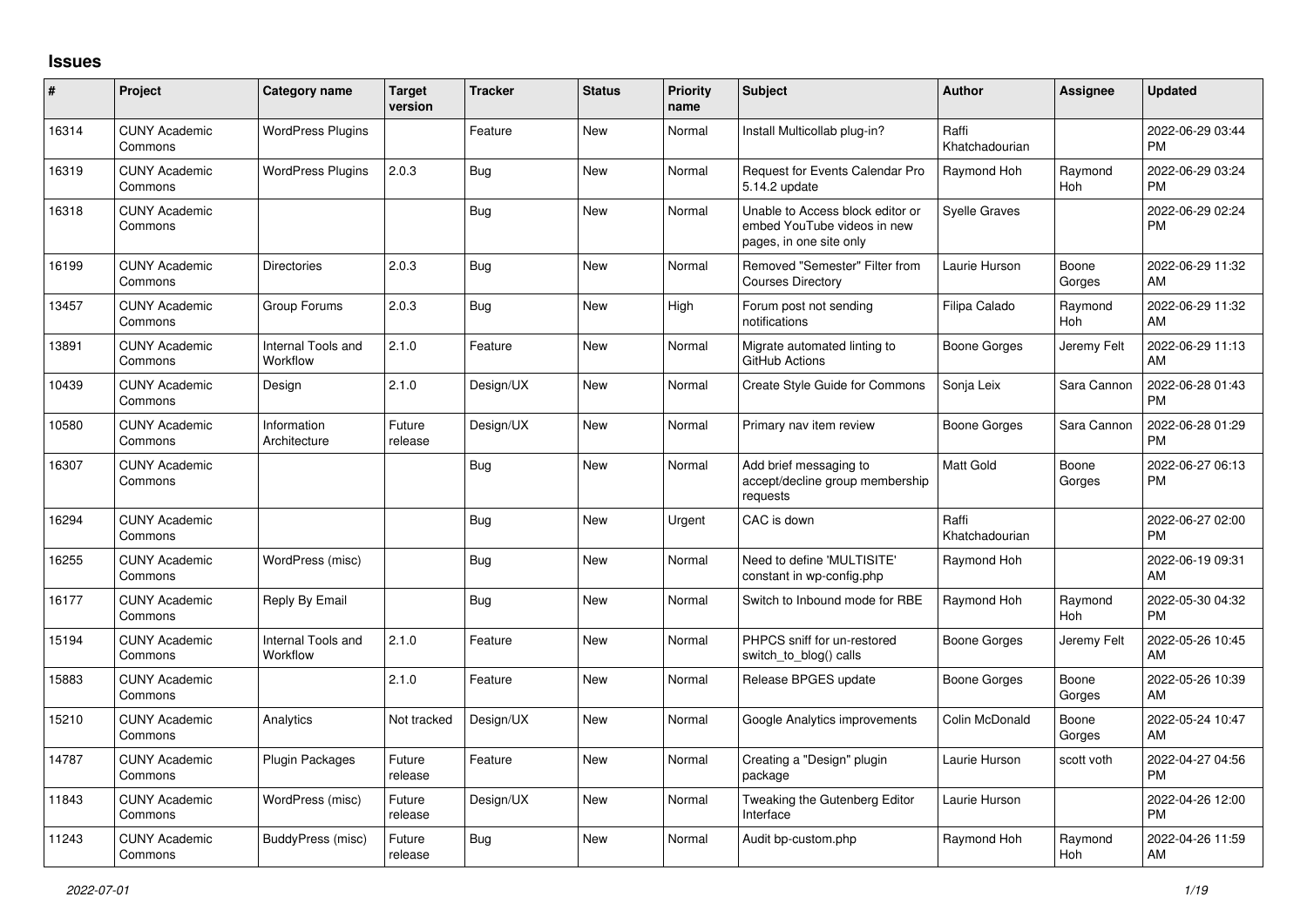# Issues

| # | Project | Category name | Target version | Tracker | Status | Priority name | Subject | Author | Assignee | Updated |
|---|---|---|---|---|---|---|---|---|---|---|
| 16314 | CUNY Academic Commons | WordPress Plugins | | Feature | New | Normal | Install Multicollab plug-in? | Raffi Khatchadourian | | 2022-06-29 03:44 PM |
| 16319 | CUNY Academic Commons | WordPress Plugins | 2.0.3 | Bug | New | Normal | Request for Events Calendar Pro 5.14.2 update | Raymond Hoh | Raymond Hoh | 2022-06-29 03:24 PM |
| 16318 | CUNY Academic Commons | | | Bug | New | Normal | Unable to Access block editor or embed YouTube videos in new pages, in one site only | Syelle Graves | | 2022-06-29 02:24 PM |
| 16199 | CUNY Academic Commons | Directories | 2.0.3 | Bug | New | Normal | Removed "Semester" Filter from Courses Directory | Laurie Hurson | Boone Gorges | 2022-06-29 11:32 AM |
| 13457 | CUNY Academic Commons | Group Forums | 2.0.3 | Bug | New | High | Forum post not sending notifications | Filipa Calado | Raymond Hoh | 2022-06-29 11:32 AM |
| 13891 | CUNY Academic Commons | Internal Tools and Workflow | 2.1.0 | Feature | New | Normal | Migrate automated linting to GitHub Actions | Boone Gorges | Jeremy Felt | 2022-06-29 11:13 AM |
| 10439 | CUNY Academic Commons | Design | 2.1.0 | Design/UX | New | Normal | Create Style Guide for Commons | Sonja Leix | Sara Cannon | 2022-06-28 01:43 PM |
| 10580 | CUNY Academic Commons | Information Architecture | Future release | Design/UX | New | Normal | Primary nav item review | Boone Gorges | Sara Cannon | 2022-06-28 01:29 PM |
| 16307 | CUNY Academic Commons | | | Bug | New | Normal | Add brief messaging to accept/decline group membership requests | Matt Gold | Boone Gorges | 2022-06-27 06:13 PM |
| 16294 | CUNY Academic Commons | | | Bug | New | Urgent | CAC is down | Raffi Khatchadourian | | 2022-06-27 02:00 PM |
| 16255 | CUNY Academic Commons | WordPress (misc) | | Bug | New | Normal | Need to define 'MULTISITE' constant in wp-config.php | Raymond Hoh | | 2022-06-19 09:31 AM |
| 16177 | CUNY Academic Commons | Reply By Email | | Bug | New | Normal | Switch to Inbound mode for RBE | Raymond Hoh | Raymond Hoh | 2022-05-30 04:32 PM |
| 15194 | CUNY Academic Commons | Internal Tools and Workflow | 2.1.0 | Feature | New | Normal | PHPCS sniff for un-restored switch_to_blog() calls | Boone Gorges | Jeremy Felt | 2022-05-26 10:45 AM |
| 15883 | CUNY Academic Commons | | 2.1.0 | Feature | New | Normal | Release BPGES update | Boone Gorges | Boone Gorges | 2022-05-26 10:39 AM |
| 15210 | CUNY Academic Commons | Analytics | Not tracked | Design/UX | New | Normal | Google Analytics improvements | Colin McDonald | Boone Gorges | 2022-05-24 10:47 AM |
| 14787 | CUNY Academic Commons | Plugin Packages | Future release | Feature | New | Normal | Creating a "Design" plugin package | Laurie Hurson | scott voth | 2022-04-27 04:56 PM |
| 11843 | CUNY Academic Commons | WordPress (misc) | Future release | Design/UX | New | Normal | Tweaking the Gutenberg Editor Interface | Laurie Hurson | | 2022-04-26 12:00 PM |
| 11243 | CUNY Academic Commons | BuddyPress (misc) | Future release | Bug | New | Normal | Audit bp-custom.php | Raymond Hoh | Raymond Hoh | 2022-04-26 11:59 AM |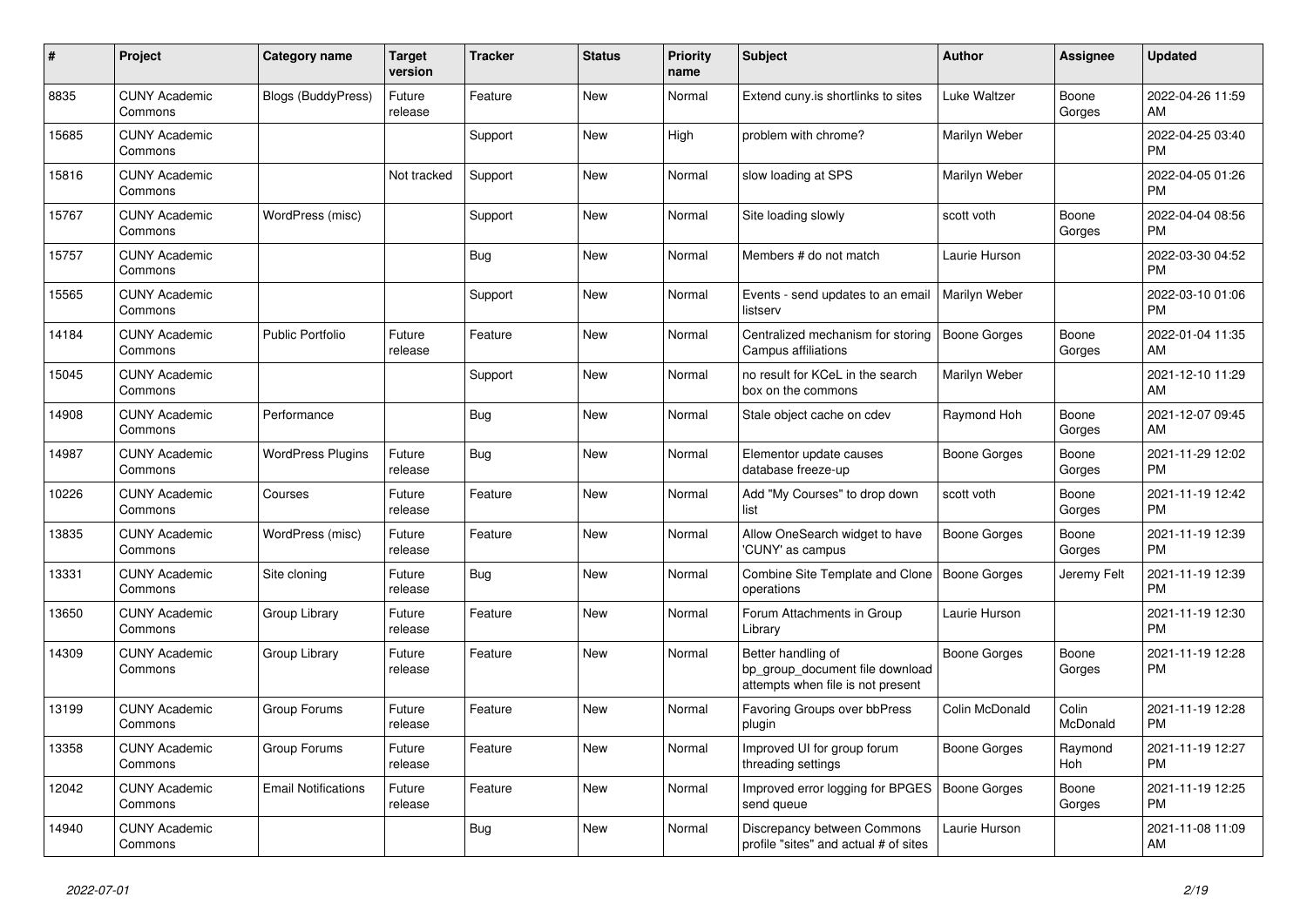| # | Project | Category name | Target version | Tracker | Status | Priority name | Subject | Author | Assignee | Updated |
|---|---|---|---|---|---|---|---|---|---|---|
| 8835 | CUNY Academic Commons | Blogs (BuddyPress) | Future release | Feature | New | Normal | Extend cuny.is shortlinks to sites | Luke Waltzer | Boone Gorges | 2022-04-26 11:59 AM |
| 15685 | CUNY Academic Commons | | | Support | New | High | problem with chrome? | Marilyn Weber | | 2022-04-25 03:40 PM |
| 15816 | CUNY Academic Commons | | Not tracked | Support | New | Normal | slow loading at SPS | Marilyn Weber | | 2022-04-05 01:26 PM |
| 15767 | CUNY Academic Commons | WordPress (misc) | | Support | New | Normal | Site loading slowly | scott voth | Boone Gorges | 2022-04-04 08:56 PM |
| 15757 | CUNY Academic Commons | | | Bug | New | Normal | Members # do not match | Laurie Hurson | | 2022-03-30 04:52 PM |
| 15565 | CUNY Academic Commons | | | Support | New | Normal | Events - send updates to an email listserv | Marilyn Weber | | 2022-03-10 01:06 PM |
| 14184 | CUNY Academic Commons | Public Portfolio | Future release | Feature | New | Normal | Centralized mechanism for storing Campus affiliations | Boone Gorges | Boone Gorges | 2022-01-04 11:35 AM |
| 15045 | CUNY Academic Commons | | | Support | New | Normal | no result for KCeL in the search box on the commons | Marilyn Weber | | 2021-12-10 11:29 AM |
| 14908 | CUNY Academic Commons | Performance | | Bug | New | Normal | Stale object cache on cdev | Raymond Hoh | Boone Gorges | 2021-12-07 09:45 AM |
| 14987 | CUNY Academic Commons | WordPress Plugins | Future release | Bug | New | Normal | Elementor update causes database freeze-up | Boone Gorges | Boone Gorges | 2021-11-29 12:02 PM |
| 10226 | CUNY Academic Commons | Courses | Future release | Feature | New | Normal | Add "My Courses" to drop down list | scott voth | Boone Gorges | 2021-11-19 12:42 PM |
| 13835 | CUNY Academic Commons | WordPress (misc) | Future release | Feature | New | Normal | Allow OneSearch widget to have 'CUNY' as campus | Boone Gorges | Boone Gorges | 2021-11-19 12:39 PM |
| 13331 | CUNY Academic Commons | Site cloning | Future release | Bug | New | Normal | Combine Site Template and Clone operations | Boone Gorges | Jeremy Felt | 2021-11-19 12:39 PM |
| 13650 | CUNY Academic Commons | Group Library | Future release | Feature | New | Normal | Forum Attachments in Group Library | Laurie Hurson | | 2021-11-19 12:30 PM |
| 14309 | CUNY Academic Commons | Group Library | Future release | Feature | New | Normal | Better handling of bp_group_document file download attempts when file is not present | Boone Gorges | Boone Gorges | 2021-11-19 12:28 PM |
| 13199 | CUNY Academic Commons | Group Forums | Future release | Feature | New | Normal | Favoring Groups over bbPress plugin | Colin McDonald | Colin McDonald | 2021-11-19 12:28 PM |
| 13358 | CUNY Academic Commons | Group Forums | Future release | Feature | New | Normal | Improved UI for group forum threading settings | Boone Gorges | Raymond Hoh | 2021-11-19 12:27 PM |
| 12042 | CUNY Academic Commons | Email Notifications | Future release | Feature | New | Normal | Improved error logging for BPGES send queue | Boone Gorges | Boone Gorges | 2021-11-19 12:25 PM |
| 14940 | CUNY Academic Commons | | | Bug | New | Normal | Discrepancy between Commons profile "sites" and actual # of sites | Laurie Hurson | | 2021-11-08 11:09 AM |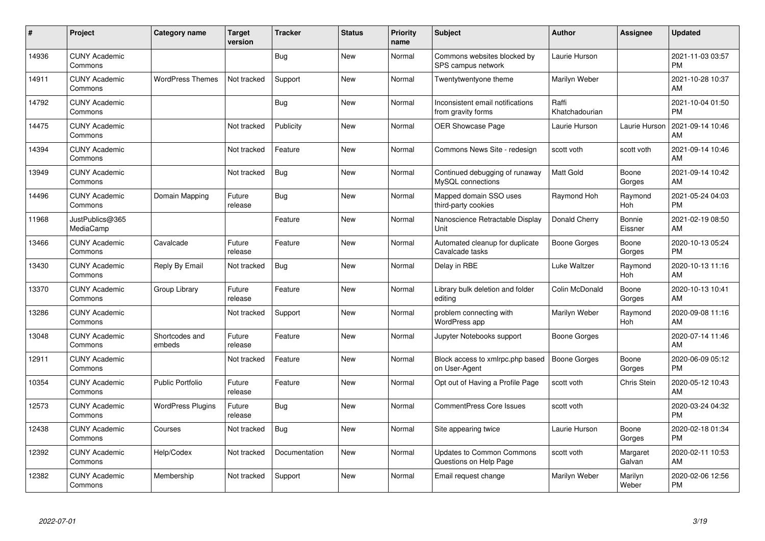| # | Project | Category name | Target version | Tracker | Status | Priority name | Subject | Author | Assignee | Updated |
|---|---|---|---|---|---|---|---|---|---|---|
| 14936 | CUNY Academic Commons | | | Bug | New | Normal | Commons websites blocked by SPS campus network | Laurie Hurson | | 2021-11-03 03:57 PM |
| 14911 | CUNY Academic Commons | WordPress Themes | Not tracked | Support | New | Normal | Twentytwentyone theme | Marilyn Weber | | 2021-10-28 10:37 AM |
| 14792 | CUNY Academic Commons | | | Bug | New | Normal | Inconsistent email notifications from gravity forms | Raffi Khatchadourian | | 2021-10-04 01:50 PM |
| 14475 | CUNY Academic Commons | | Not tracked | Publicity | New | Normal | OER Showcase Page | Laurie Hurson | Laurie Hurson | 2021-09-14 10:46 AM |
| 14394 | CUNY Academic Commons | | Not tracked | Feature | New | Normal | Commons News Site - redesign | scott voth | scott voth | 2021-09-14 10:46 AM |
| 13949 | CUNY Academic Commons | | Not tracked | Bug | New | Normal | Continued debugging of runaway MySQL connections | Matt Gold | Boone Gorges | 2021-09-14 10:42 AM |
| 14496 | CUNY Academic Commons | Domain Mapping | Future release | Bug | New | Normal | Mapped domain SSO uses third-party cookies | Raymond Hoh | Raymond Hoh | 2021-05-24 04:03 PM |
| 11968 | JustPublics@365 MediaCamp | | | Feature | New | Normal | Nanoscience Retractable Display Unit | Donald Cherry | Bonnie Eissner | 2021-02-19 08:50 AM |
| 13466 | CUNY Academic Commons | Cavalcade | Future release | Feature | New | Normal | Automated cleanup for duplicate Cavalcade tasks | Boone Gorges | Boone Gorges | 2020-10-13 05:24 PM |
| 13430 | CUNY Academic Commons | Reply By Email | Not tracked | Bug | New | Normal | Delay in RBE | Luke Waltzer | Raymond Hoh | 2020-10-13 11:16 AM |
| 13370 | CUNY Academic Commons | Group Library | Future release | Feature | New | Normal | Library bulk deletion and folder editing | Colin McDonald | Boone Gorges | 2020-10-13 10:41 AM |
| 13286 | CUNY Academic Commons | | Not tracked | Support | New | Normal | problem connecting with WordPress app | Marilyn Weber | Raymond Hoh | 2020-09-08 11:16 AM |
| 13048 | CUNY Academic Commons | Shortcodes and embeds | Future release | Feature | New | Normal | Jupyter Notebooks support | Boone Gorges | | 2020-07-14 11:46 AM |
| 12911 | CUNY Academic Commons | | Not tracked | Feature | New | Normal | Block access to xmlrpc.php based on User-Agent | Boone Gorges | Boone Gorges | 2020-06-09 05:12 PM |
| 10354 | CUNY Academic Commons | Public Portfolio | Future release | Feature | New | Normal | Opt out of Having a Profile Page | scott voth | Chris Stein | 2020-05-12 10:43 AM |
| 12573 | CUNY Academic Commons | WordPress Plugins | Future release | Bug | New | Normal | CommentPress Core Issues | scott voth | | 2020-03-24 04:32 PM |
| 12438 | CUNY Academic Commons | Courses | Not tracked | Bug | New | Normal | Site appearing twice | Laurie Hurson | Boone Gorges | 2020-02-18 01:34 PM |
| 12392 | CUNY Academic Commons | Help/Codex | Not tracked | Documentation | New | Normal | Updates to Common Commons Questions on Help Page | scott voth | Margaret Galvan | 2020-02-11 10:53 AM |
| 12382 | CUNY Academic Commons | Membership | Not tracked | Support | New | Normal | Email request change | Marilyn Weber | Marilyn Weber | 2020-02-06 12:56 PM |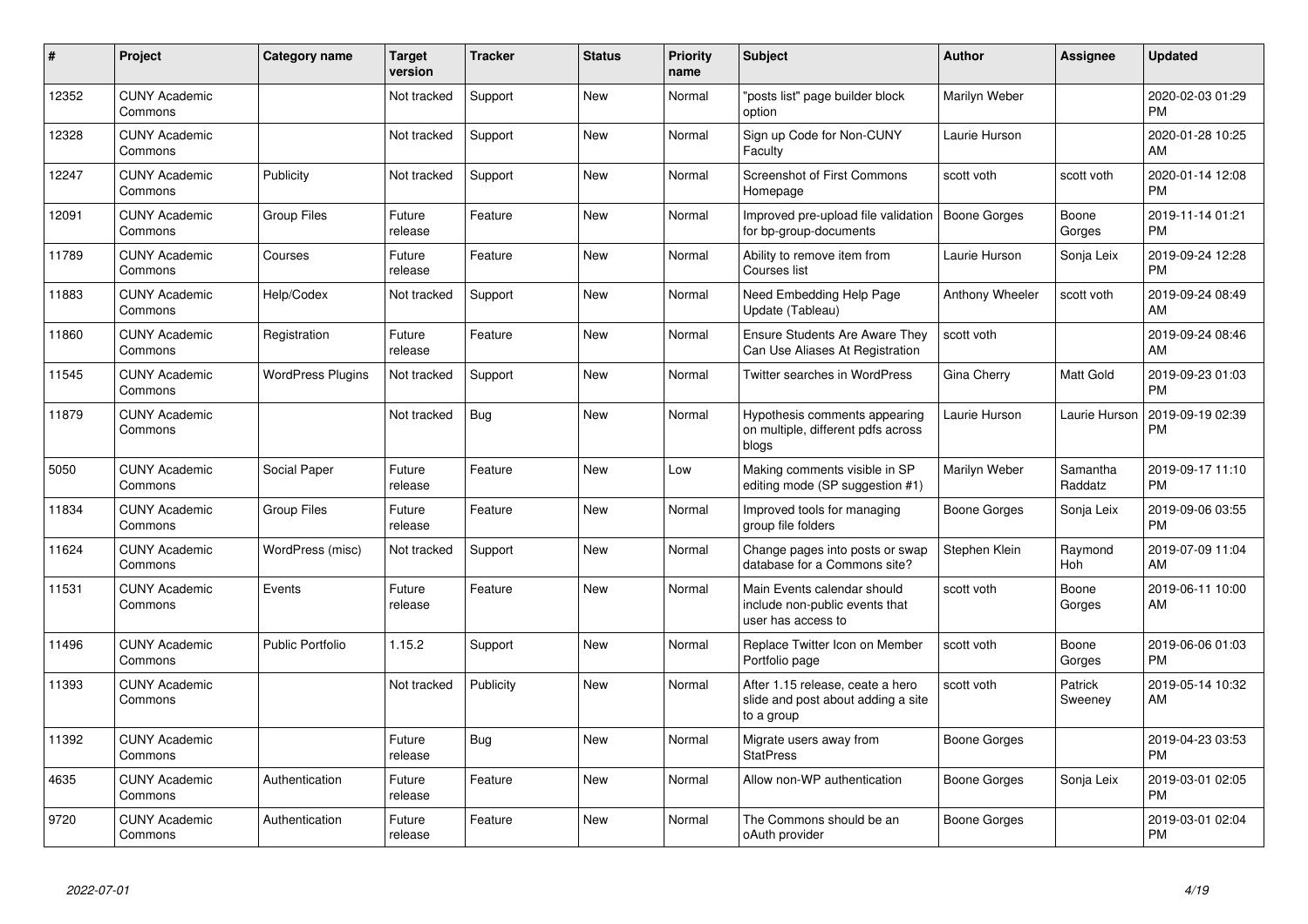| # | Project | Category name | Target version | Tracker | Status | Priority name | Subject | Author | Assignee | Updated |
|---|---|---|---|---|---|---|---|---|---|---|
| 12352 | CUNY Academic Commons | | Not tracked | Support | New | Normal | "posts list" page builder block option | Marilyn Weber | | 2020-02-03 01:29 PM |
| 12328 | CUNY Academic Commons | | Not tracked | Support | New | Normal | Sign up Code for Non-CUNY Faculty | Laurie Hurson | | 2020-01-28 10:25 AM |
| 12247 | CUNY Academic Commons | Publicity | Not tracked | Support | New | Normal | Screenshot of First Commons Homepage | scott voth | scott voth | 2020-01-14 12:08 PM |
| 12091 | CUNY Academic Commons | Group Files | Future release | Feature | New | Normal | Improved pre-upload file validation for bp-group-documents | Boone Gorges | Boone Gorges | 2019-11-14 01:21 PM |
| 11789 | CUNY Academic Commons | Courses | Future release | Feature | New | Normal | Ability to remove item from Courses list | Laurie Hurson | Sonja Leix | 2019-09-24 12:28 PM |
| 11883 | CUNY Academic Commons | Help/Codex | Not tracked | Support | New | Normal | Need Embedding Help Page Update (Tableau) | Anthony Wheeler | scott voth | 2019-09-24 08:49 AM |
| 11860 | CUNY Academic Commons | Registration | Future release | Feature | New | Normal | Ensure Students Are Aware They Can Use Aliases At Registration | scott voth | | 2019-09-24 08:46 AM |
| 11545 | CUNY Academic Commons | WordPress Plugins | Not tracked | Support | New | Normal | Twitter searches in WordPress | Gina Cherry | Matt Gold | 2019-09-23 01:03 PM |
| 11879 | CUNY Academic Commons | | Not tracked | Bug | New | Normal | Hypothesis comments appearing on multiple, different pdfs across blogs | Laurie Hurson | Laurie Hurson | 2019-09-19 02:39 PM |
| 5050 | CUNY Academic Commons | Social Paper | Future release | Feature | New | Low | Making comments visible in SP editing mode (SP suggestion #1) | Marilyn Weber | Samantha Raddatz | 2019-09-17 11:10 PM |
| 11834 | CUNY Academic Commons | Group Files | Future release | Feature | New | Normal | Improved tools for managing group file folders | Boone Gorges | Sonja Leix | 2019-09-06 03:55 PM |
| 11624 | CUNY Academic Commons | WordPress (misc) | Not tracked | Support | New | Normal | Change pages into posts or swap database for a Commons site? | Stephen Klein | Raymond Hoh | 2019-07-09 11:04 AM |
| 11531 | CUNY Academic Commons | Events | Future release | Feature | New | Normal | Main Events calendar should include non-public events that user has access to | scott voth | Boone Gorges | 2019-06-11 10:00 AM |
| 11496 | CUNY Academic Commons | Public Portfolio | 1.15.2 | Support | New | Normal | Replace Twitter Icon on Member Portfolio page | scott voth | Boone Gorges | 2019-06-06 01:03 PM |
| 11393 | CUNY Academic Commons | | Not tracked | Publicity | New | Normal | After 1.15 release, ceate a hero slide and post about adding a site to a group | scott voth | Patrick Sweeney | 2019-05-14 10:32 AM |
| 11392 | CUNY Academic Commons | | Future release | Bug | New | Normal | Migrate users away from StatPress | Boone Gorges | | 2019-04-23 03:53 PM |
| 4635 | CUNY Academic Commons | Authentication | Future release | Feature | New | Normal | Allow non-WP authentication | Boone Gorges | Sonja Leix | 2019-03-01 02:05 PM |
| 9720 | CUNY Academic Commons | Authentication | Future release | Feature | New | Normal | The Commons should be an oAuth provider | Boone Gorges | | 2019-03-01 02:04 PM |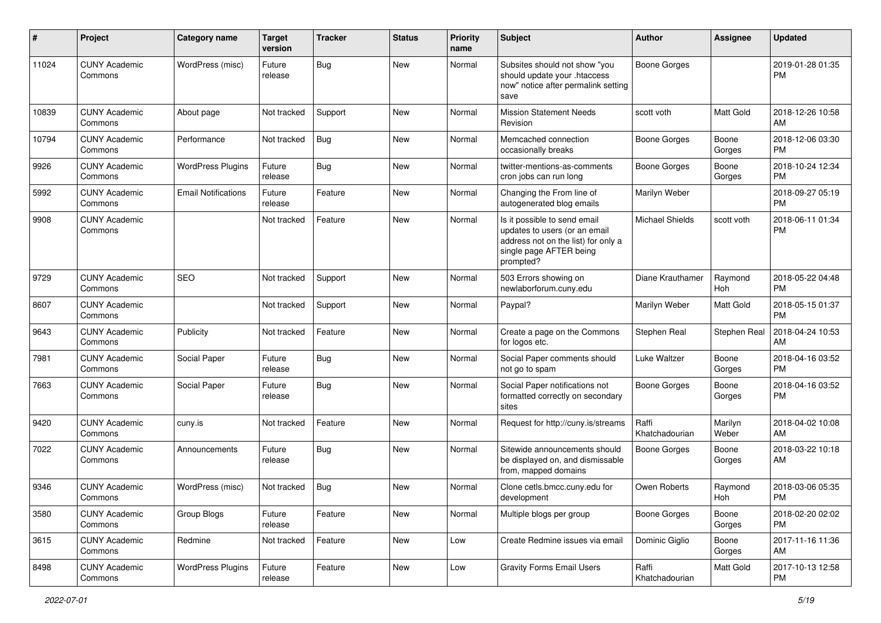| # | Project | Category name | Target version | Tracker | Status | Priority name | Subject | Author | Assignee | Updated |
|---|---|---|---|---|---|---|---|---|---|---|
| 11024 | CUNY Academic Commons | WordPress (misc) | Future release | Bug | New | Normal | Subsites should not show "you should update your .htaccess now" notice after permalink setting save | Boone Gorges | | 2019-01-28 01:35 PM |
| 10839 | CUNY Academic Commons | About page | Not tracked | Support | New | Normal | Mission Statement Needs Revision | scott voth | Matt Gold | 2018-12-26 10:58 AM |
| 10794 | CUNY Academic Commons | Performance | Not tracked | Bug | New | Normal | Memcached connection occasionally breaks | Boone Gorges | Boone Gorges | 2018-12-06 03:30 PM |
| 9926 | CUNY Academic Commons | WordPress Plugins | Future release | Bug | New | Normal | twitter-mentions-as-comments cron jobs can run long | Boone Gorges | Boone Gorges | 2018-10-24 12:34 PM |
| 5992 | CUNY Academic Commons | Email Notifications | Future release | Feature | New | Normal | Changing the From line of autogenerated blog emails | Marilyn Weber | | 2018-09-27 05:19 PM |
| 9908 | CUNY Academic Commons | | Not tracked | Feature | New | Normal | Is it possible to send email updates to users (or an email address not on the list) for only a single page AFTER being prompted? | Michael Shields | scott voth | 2018-06-11 01:34 PM |
| 9729 | CUNY Academic Commons | SEO | Not tracked | Support | New | Normal | 503 Errors showing on newlaborforum.cuny.edu | Diane Krauthamer | Raymond Hoh | 2018-05-22 04:48 PM |
| 8607 | CUNY Academic Commons | | Not tracked | Support | New | Normal | Paypal? | Marilyn Weber | Matt Gold | 2018-05-15 01:37 PM |
| 9643 | CUNY Academic Commons | Publicity | Not tracked | Feature | New | Normal | Create a page on the Commons for logos etc. | Stephen Real | Stephen Real | 2018-04-24 10:53 AM |
| 7981 | CUNY Academic Commons | Social Paper | Future release | Bug | New | Normal | Social Paper comments should not go to spam | Luke Waltzer | Boone Gorges | 2018-04-16 03:52 PM |
| 7663 | CUNY Academic Commons | Social Paper | Future release | Bug | New | Normal | Social Paper notifications not formatted correctly on secondary sites | Boone Gorges | Boone Gorges | 2018-04-16 03:52 PM |
| 9420 | CUNY Academic Commons | cuny.is | Not tracked | Feature | New | Normal | Request for http://cuny.is/streams | Raffi Khatchadourian | Marilyn Weber | 2018-04-02 10:08 AM |
| 7022 | CUNY Academic Commons | Announcements | Future release | Bug | New | Normal | Sitewide announcements should be displayed on, and dismissable from, mapped domains | Boone Gorges | Boone Gorges | 2018-03-22 10:18 AM |
| 9346 | CUNY Academic Commons | WordPress (misc) | Not tracked | Bug | New | Normal | Clone cetls.bmcc.cuny.edu for development | Owen Roberts | Raymond Hoh | 2018-03-06 05:35 PM |
| 3580 | CUNY Academic Commons | Group Blogs | Future release | Feature | New | Normal | Multiple blogs per group | Boone Gorges | Boone Gorges | 2018-02-20 02:02 PM |
| 3615 | CUNY Academic Commons | Redmine | Not tracked | Feature | New | Low | Create Redmine issues via email | Dominic Giglio | Boone Gorges | 2017-11-16 11:36 AM |
| 8498 | CUNY Academic Commons | WordPress Plugins | Future release | Feature | New | Low | Gravity Forms Email Users | Raffi Khatchadourian | Matt Gold | 2017-10-13 12:58 PM |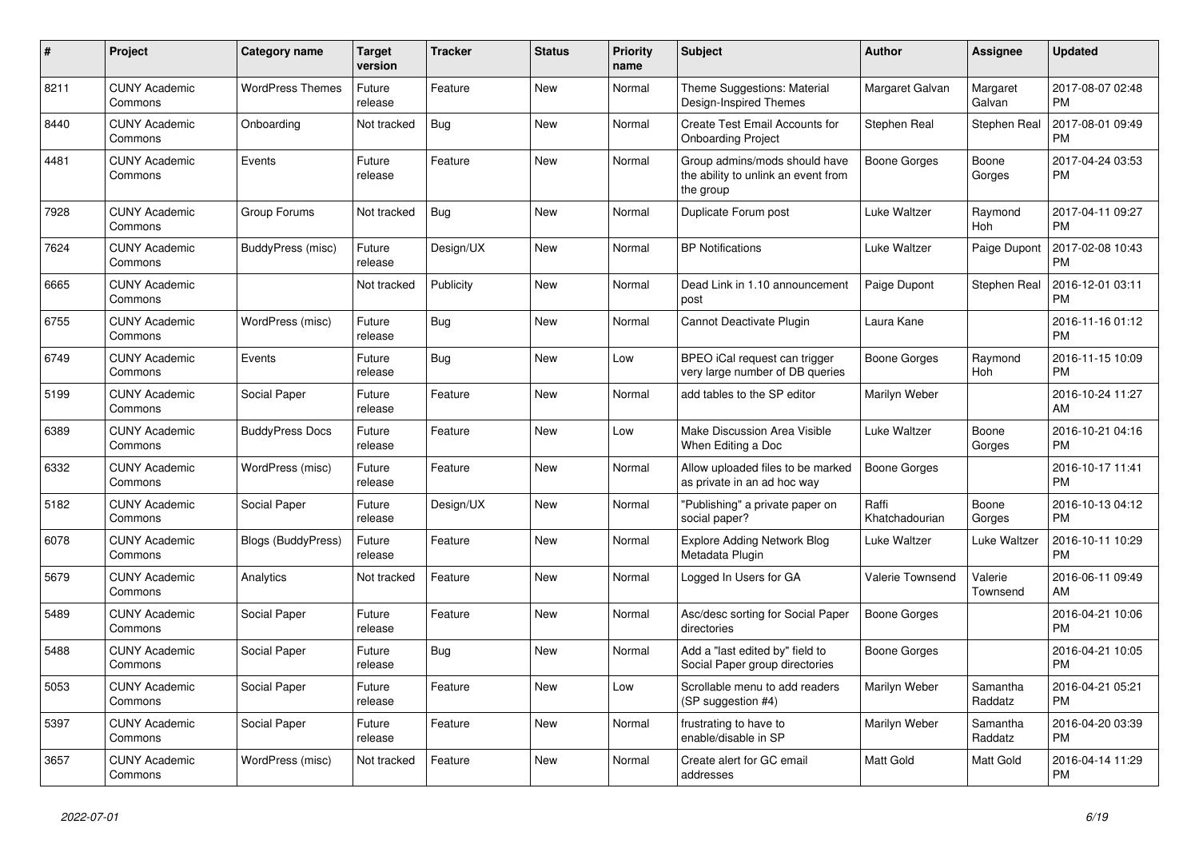| # | Project | Category name | Target version | Tracker | Status | Priority name | Subject | Author | Assignee | Updated |
|---|---|---|---|---|---|---|---|---|---|---|
| 8211 | CUNY Academic Commons | WordPress Themes | Future release | Feature | New | Normal | Theme Suggestions: Material Design-Inspired Themes | Margaret Galvan | Margaret Galvan | 2017-08-07 02:48 PM |
| 8440 | CUNY Academic Commons | Onboarding | Not tracked | Bug | New | Normal | Create Test Email Accounts for Onboarding Project | Stephen Real | Stephen Real | 2017-08-01 09:49 PM |
| 4481 | CUNY Academic Commons | Events | Future release | Feature | New | Normal | Group admins/mods should have the ability to unlink an event from the group | Boone Gorges | Boone Gorges | 2017-04-24 03:53 PM |
| 7928 | CUNY Academic Commons | Group Forums | Not tracked | Bug | New | Normal | Duplicate Forum post | Luke Waltzer | Raymond Hoh | 2017-04-11 09:27 PM |
| 7624 | CUNY Academic Commons | BuddyPress (misc) | Future release | Design/UX | New | Normal | BP Notifications | Luke Waltzer | Paige Dupont | 2017-02-08 10:43 PM |
| 6665 | CUNY Academic Commons | | Not tracked | Publicity | New | Normal | Dead Link in 1.10 announcement post | Paige Dupont | Stephen Real | 2016-12-01 03:11 PM |
| 6755 | CUNY Academic Commons | WordPress (misc) | Future release | Bug | New | Normal | Cannot Deactivate Plugin | Laura Kane | | 2016-11-16 01:12 PM |
| 6749 | CUNY Academic Commons | Events | Future release | Bug | New | Low | BPEO iCal request can trigger very large number of DB queries | Boone Gorges | Raymond Hoh | 2016-11-15 10:09 PM |
| 5199 | CUNY Academic Commons | Social Paper | Future release | Feature | New | Normal | add tables to the SP editor | Marilyn Weber | | 2016-10-24 11:27 AM |
| 6389 | CUNY Academic Commons | BuddyPress Docs | Future release | Feature | New | Low | Make Discussion Area Visible When Editing a Doc | Luke Waltzer | Boone Gorges | 2016-10-21 04:16 PM |
| 6332 | CUNY Academic Commons | WordPress (misc) | Future release | Feature | New | Normal | Allow uploaded files to be marked as private in an ad hoc way | Boone Gorges | | 2016-10-17 11:41 PM |
| 5182 | CUNY Academic Commons | Social Paper | Future release | Design/UX | New | Normal | "Publishing" a private paper on social paper? | Raffi Khatchadourian | Boone Gorges | 2016-10-13 04:12 PM |
| 6078 | CUNY Academic Commons | Blogs (BuddyPress) | Future release | Feature | New | Normal | Explore Adding Network Blog Metadata Plugin | Luke Waltzer | Luke Waltzer | 2016-10-11 10:29 PM |
| 5679 | CUNY Academic Commons | Analytics | Not tracked | Feature | New | Normal | Logged In Users for GA | Valerie Townsend | Valerie Townsend | 2016-06-11 09:49 AM |
| 5489 | CUNY Academic Commons | Social Paper | Future release | Feature | New | Normal | Asc/desc sorting for Social Paper directories | Boone Gorges | | 2016-04-21 10:06 PM |
| 5488 | CUNY Academic Commons | Social Paper | Future release | Bug | New | Normal | Add a "last edited by" field to Social Paper group directories | Boone Gorges | | 2016-04-21 10:05 PM |
| 5053 | CUNY Academic Commons | Social Paper | Future release | Feature | New | Low | Scrollable menu to add readers (SP suggestion #4) | Marilyn Weber | Samantha Raddatz | 2016-04-21 05:21 PM |
| 5397 | CUNY Academic Commons | Social Paper | Future release | Feature | New | Normal | frustrating to have to enable/disable in SP | Marilyn Weber | Samantha Raddatz | 2016-04-20 03:39 PM |
| 3657 | CUNY Academic Commons | WordPress (misc) | Not tracked | Feature | New | Normal | Create alert for GC email addresses | Matt Gold | Matt Gold | 2016-04-14 11:29 PM |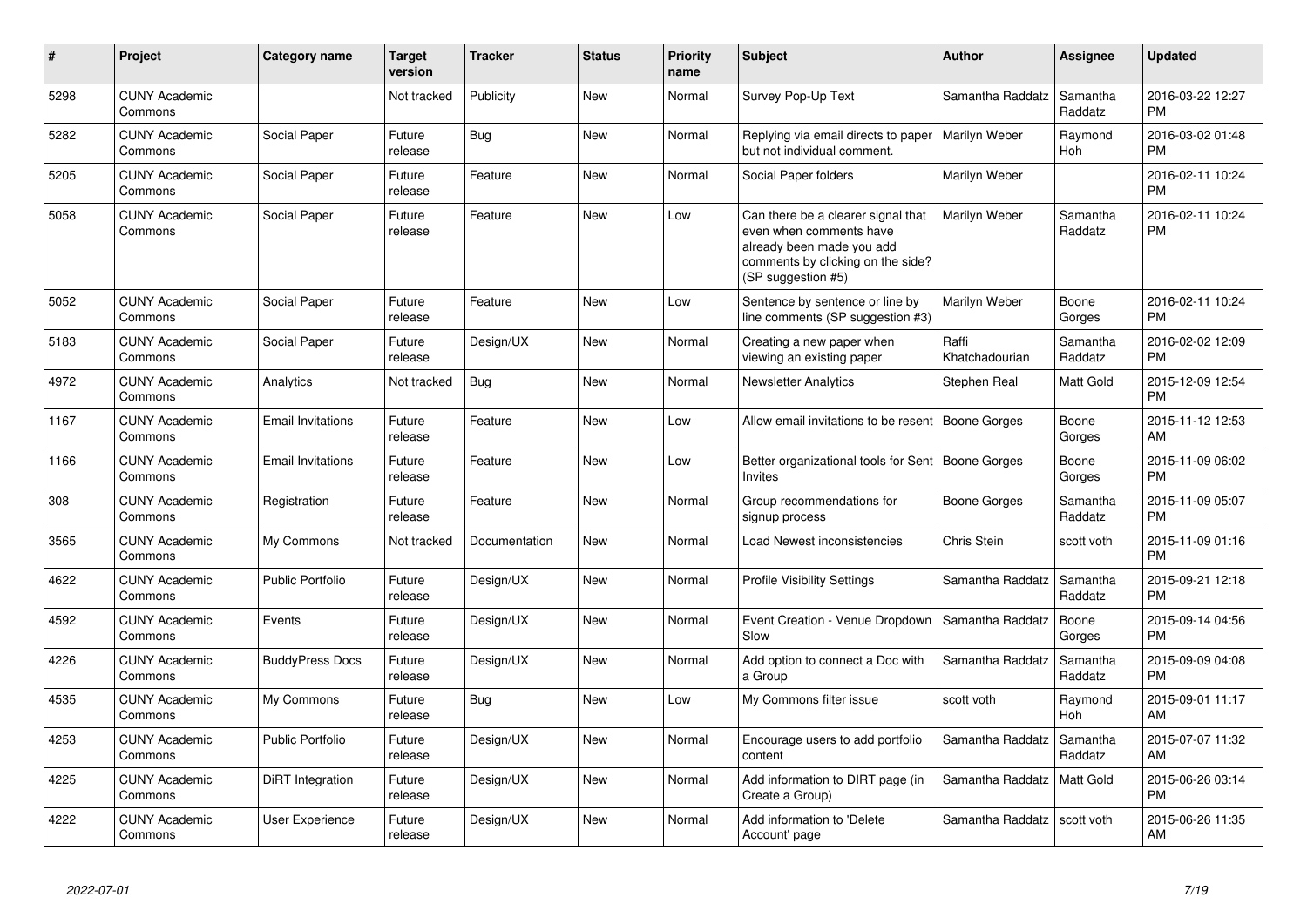| # | Project | Category name | Target version | Tracker | Status | Priority name | Subject | Author | Assignee | Updated |
|---|---|---|---|---|---|---|---|---|---|---|
| 5298 | CUNY Academic Commons | | Not tracked | Publicity | New | Normal | Survey Pop-Up Text | Samantha Raddatz | Samantha Raddatz | 2016-03-22 12:27 PM |
| 5282 | CUNY Academic Commons | Social Paper | Future release | Bug | New | Normal | Replying via email directs to paper but not individual comment. | Marilyn Weber | Raymond Hoh | 2016-03-02 01:48 PM |
| 5205 | CUNY Academic Commons | Social Paper | Future release | Feature | New | Normal | Social Paper folders | Marilyn Weber | | 2016-02-11 10:24 PM |
| 5058 | CUNY Academic Commons | Social Paper | Future release | Feature | New | Low | Can there be a clearer signal that even when comments have already been made you add comments by clicking on the side? (SP suggestion #5) | Marilyn Weber | Samantha Raddatz | 2016-02-11 10:24 PM |
| 5052 | CUNY Academic Commons | Social Paper | Future release | Feature | New | Low | Sentence by sentence or line by line comments (SP suggestion #3) | Marilyn Weber | Boone Gorges | 2016-02-11 10:24 PM |
| 5183 | CUNY Academic Commons | Social Paper | Future release | Design/UX | New | Normal | Creating a new paper when viewing an existing paper | Raffi Khatchadourian | Samantha Raddatz | 2016-02-02 12:09 PM |
| 4972 | CUNY Academic Commons | Analytics | Not tracked | Bug | New | Normal | Newsletter Analytics | Stephen Real | Matt Gold | 2015-12-09 12:54 PM |
| 1167 | CUNY Academic Commons | Email Invitations | Future release | Feature | New | Low | Allow email invitations to be resent | Boone Gorges | Boone Gorges | 2015-11-12 12:53 AM |
| 1166 | CUNY Academic Commons | Email Invitations | Future release | Feature | New | Low | Better organizational tools for Sent Invites | Boone Gorges | Boone Gorges | 2015-11-09 06:02 PM |
| 308 | CUNY Academic Commons | Registration | Future release | Feature | New | Normal | Group recommendations for signup process | Boone Gorges | Samantha Raddatz | 2015-11-09 05:07 PM |
| 3565 | CUNY Academic Commons | My Commons | Not tracked | Documentation | New | Normal | Load Newest inconsistencies | Chris Stein | scott voth | 2015-11-09 01:16 PM |
| 4622 | CUNY Academic Commons | Public Portfolio | Future release | Design/UX | New | Normal | Profile Visibility Settings | Samantha Raddatz | Samantha Raddatz | 2015-09-21 12:18 PM |
| 4592 | CUNY Academic Commons | Events | Future release | Design/UX | New | Normal | Event Creation - Venue Dropdown Slow | Samantha Raddatz | Boone Gorges | 2015-09-14 04:56 PM |
| 4226 | CUNY Academic Commons | BuddyPress Docs | Future release | Design/UX | New | Normal | Add option to connect a Doc with a Group | Samantha Raddatz | Samantha Raddatz | 2015-09-09 04:08 PM |
| 4535 | CUNY Academic Commons | My Commons | Future release | Bug | New | Low | My Commons filter issue | scott voth | Raymond Hoh | 2015-09-01 11:17 AM |
| 4253 | CUNY Academic Commons | Public Portfolio | Future release | Design/UX | New | Normal | Encourage users to add portfolio content | Samantha Raddatz | Samantha Raddatz | 2015-07-07 11:32 AM |
| 4225 | CUNY Academic Commons | DiRT Integration | Future release | Design/UX | New | Normal | Add information to DIRT page (in Create a Group) | Samantha Raddatz | Matt Gold | 2015-06-26 03:14 PM |
| 4222 | CUNY Academic Commons | User Experience | Future release | Design/UX | New | Normal | Add information to 'Delete Account' page | Samantha Raddatz | scott voth | 2015-06-26 11:35 AM |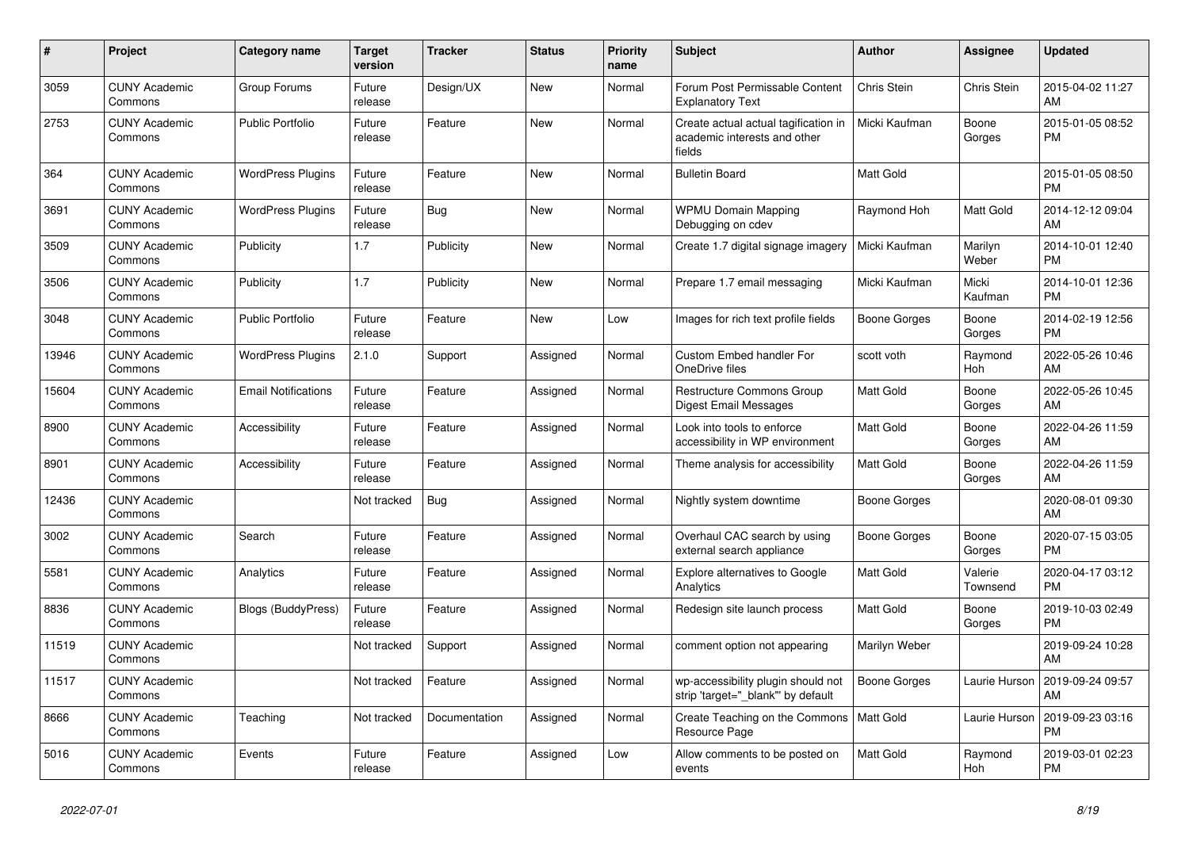| # | Project | Category name | Target version | Tracker | Status | Priority name | Subject | Author | Assignee | Updated |
|---|---|---|---|---|---|---|---|---|---|---|
| 3059 | CUNY Academic Commons | Group Forums | Future release | Design/UX | New | Normal | Forum Post Permissable Content Explanatory Text | Chris Stein | Chris Stein | 2015-04-02 11:27 AM |
| 2753 | CUNY Academic Commons | Public Portfolio | Future release | Feature | New | Normal | Create actual actual tagification in academic interests and other fields | Micki Kaufman | Boone Gorges | 2015-01-05 08:52 PM |
| 364 | CUNY Academic Commons | WordPress Plugins | Future release | Feature | New | Normal | Bulletin Board | Matt Gold | | 2015-01-05 08:50 PM |
| 3691 | CUNY Academic Commons | WordPress Plugins | Future release | Bug | New | Normal | WPMU Domain Mapping Debugging on cdev | Raymond Hoh | Matt Gold | 2014-12-12 09:04 AM |
| 3509 | CUNY Academic Commons | Publicity | 1.7 | Publicity | New | Normal | Create 1.7 digital signage imagery | Micki Kaufman | Marilyn Weber | 2014-10-01 12:40 PM |
| 3506 | CUNY Academic Commons | Publicity | 1.7 | Publicity | New | Normal | Prepare 1.7 email messaging | Micki Kaufman | Micki Kaufman | 2014-10-01 12:36 PM |
| 3048 | CUNY Academic Commons | Public Portfolio | Future release | Feature | New | Low | Images for rich text profile fields | Boone Gorges | Boone Gorges | 2014-02-19 12:56 PM |
| 13946 | CUNY Academic Commons | WordPress Plugins | 2.1.0 | Support | Assigned | Normal | Custom Embed handler For OneDrive files | scott voth | Raymond Hoh | 2022-05-26 10:46 AM |
| 15604 | CUNY Academic Commons | Email Notifications | Future release | Feature | Assigned | Normal | Restructure Commons Group Digest Email Messages | Matt Gold | Boone Gorges | 2022-05-26 10:45 AM |
| 8900 | CUNY Academic Commons | Accessibility | Future release | Feature | Assigned | Normal | Look into tools to enforce accessibility in WP environment | Matt Gold | Boone Gorges | 2022-04-26 11:59 AM |
| 8901 | CUNY Academic Commons | Accessibility | Future release | Feature | Assigned | Normal | Theme analysis for accessibility | Matt Gold | Boone Gorges | 2022-04-26 11:59 AM |
| 12436 | CUNY Academic Commons | | Not tracked | Bug | Assigned | Normal | Nightly system downtime | Boone Gorges | | 2020-08-01 09:30 AM |
| 3002 | CUNY Academic Commons | Search | Future release | Feature | Assigned | Normal | Overhaul CAC search by using external search appliance | Boone Gorges | Boone Gorges | 2020-07-15 03:05 PM |
| 5581 | CUNY Academic Commons | Analytics | Future release | Feature | Assigned | Normal | Explore alternatives to Google Analytics | Matt Gold | Valerie Townsend | 2020-04-17 03:12 PM |
| 8836 | CUNY Academic Commons | Blogs (BuddyPress) | Future release | Feature | Assigned | Normal | Redesign site launch process | Matt Gold | Boone Gorges | 2019-10-03 02:49 PM |
| 11519 | CUNY Academic Commons | | Not tracked | Support | Assigned | Normal | comment option not appearing | Marilyn Weber | | 2019-09-24 10:28 AM |
| 11517 | CUNY Academic Commons | | Not tracked | Feature | Assigned | Normal | wp-accessibility plugin should not strip 'target="_blank"' by default | Boone Gorges | Laurie Hurson | 2019-09-24 09:57 AM |
| 8666 | CUNY Academic Commons | Teaching | Not tracked | Documentation | Assigned | Normal | Create Teaching on the Commons Resource Page | Matt Gold | Laurie Hurson | 2019-09-23 03:16 PM |
| 5016 | CUNY Academic Commons | Events | Future release | Feature | Assigned | Low | Allow comments to be posted on events | Matt Gold | Raymond Hoh | 2019-03-01 02:23 PM |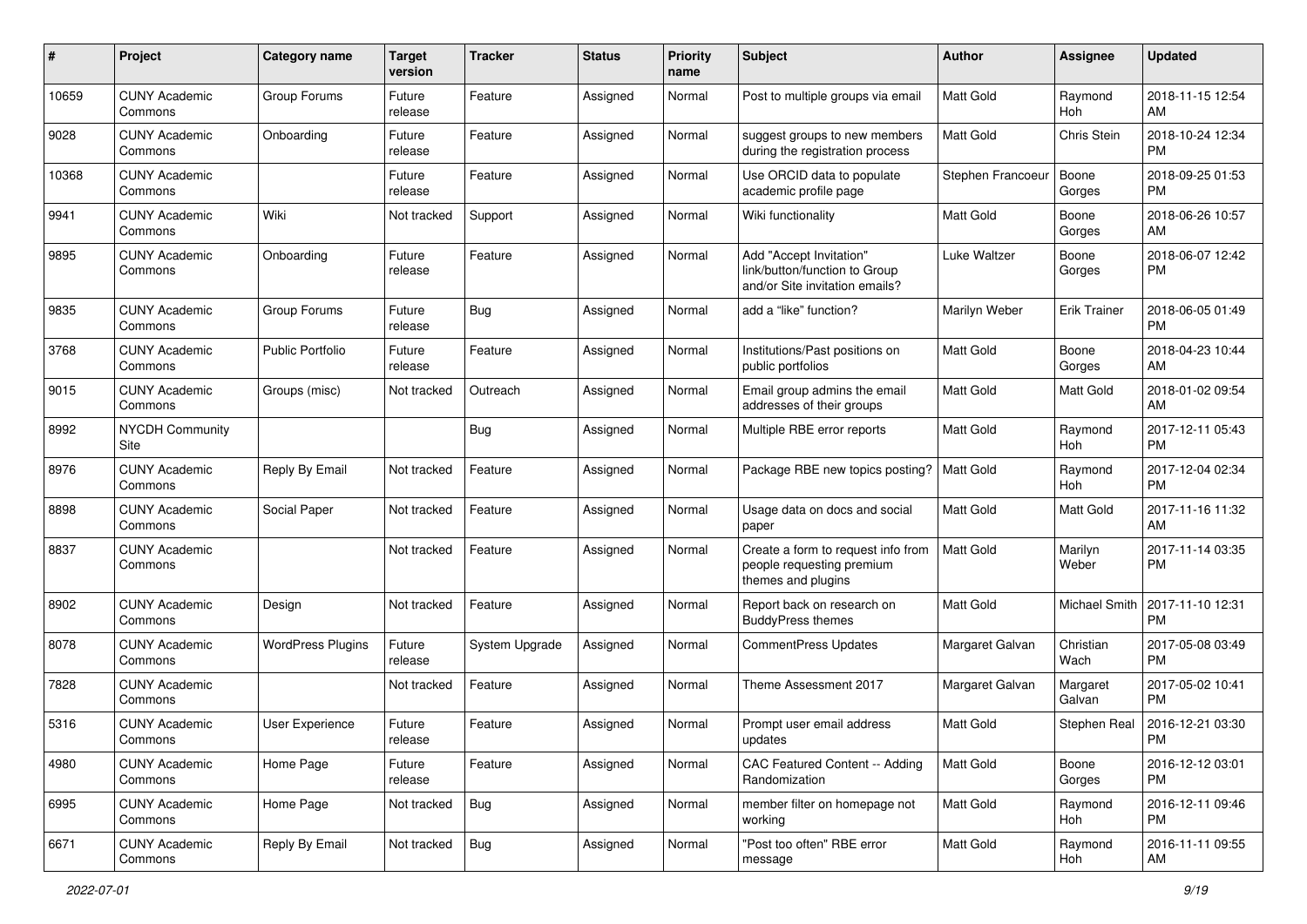| # | Project | Category name | Target version | Tracker | Status | Priority name | Subject | Author | Assignee | Updated |
|---|---|---|---|---|---|---|---|---|---|---|
| 10659 | CUNY Academic Commons | Group Forums | Future release | Feature | Assigned | Normal | Post to multiple groups via email | Matt Gold | Raymond Hoh | 2018-11-15 12:54 AM |
| 9028 | CUNY Academic Commons | Onboarding | Future release | Feature | Assigned | Normal | suggest groups to new members during the registration process | Matt Gold | Chris Stein | 2018-10-24 12:34 PM |
| 10368 | CUNY Academic Commons | | Future release | Feature | Assigned | Normal | Use ORCID data to populate academic profile page | Stephen Francoeur | Boone Gorges | 2018-09-25 01:53 PM |
| 9941 | CUNY Academic Commons | Wiki | Not tracked | Support | Assigned | Normal | Wiki functionality | Matt Gold | Boone Gorges | 2018-06-26 10:57 AM |
| 9895 | CUNY Academic Commons | Onboarding | Future release | Feature | Assigned | Normal | Add "Accept Invitation" link/button/function to Group and/or Site invitation emails? | Luke Waltzer | Boone Gorges | 2018-06-07 12:42 PM |
| 9835 | CUNY Academic Commons | Group Forums | Future release | Bug | Assigned | Normal | add a "like" function? | Marilyn Weber | Erik Trainer | 2018-06-05 01:49 PM |
| 3768 | CUNY Academic Commons | Public Portfolio | Future release | Feature | Assigned | Normal | Institutions/Past positions on public portfolios | Matt Gold | Boone Gorges | 2018-04-23 10:44 AM |
| 9015 | CUNY Academic Commons | Groups (misc) | Not tracked | Outreach | Assigned | Normal | Email group admins the email addresses of their groups | Matt Gold | Matt Gold | 2018-01-02 09:54 AM |
| 8992 | NYCDH Community Site | | | Bug | Assigned | Normal | Multiple RBE error reports | Matt Gold | Raymond Hoh | 2017-12-11 05:43 PM |
| 8976 | CUNY Academic Commons | Reply By Email | Not tracked | Feature | Assigned | Normal | Package RBE new topics posting? | Matt Gold | Raymond Hoh | 2017-12-04 02:34 PM |
| 8898 | CUNY Academic Commons | Social Paper | Not tracked | Feature | Assigned | Normal | Usage data on docs and social paper | Matt Gold | Matt Gold | 2017-11-16 11:32 AM |
| 8837 | CUNY Academic Commons | | Not tracked | Feature | Assigned | Normal | Create a form to request info from people requesting premium themes and plugins | Matt Gold | Marilyn Weber | 2017-11-14 03:35 PM |
| 8902 | CUNY Academic Commons | Design | Not tracked | Feature | Assigned | Normal | Report back on research on BuddyPress themes | Matt Gold | Michael Smith | 2017-11-10 12:31 PM |
| 8078 | CUNY Academic Commons | WordPress Plugins | Future release | System Upgrade | Assigned | Normal | CommentPress Updates | Margaret Galvan | Christian Wach | 2017-05-08 03:49 PM |
| 7828 | CUNY Academic Commons | | Not tracked | Feature | Assigned | Normal | Theme Assessment 2017 | Margaret Galvan | Margaret Galvan | 2017-05-02 10:41 PM |
| 5316 | CUNY Academic Commons | User Experience | Future release | Feature | Assigned | Normal | Prompt user email address updates | Matt Gold | Stephen Real | 2016-12-21 03:30 PM |
| 4980 | CUNY Academic Commons | Home Page | Future release | Feature | Assigned | Normal | CAC Featured Content -- Adding Randomization | Matt Gold | Boone Gorges | 2016-12-12 03:01 PM |
| 6995 | CUNY Academic Commons | Home Page | Not tracked | Bug | Assigned | Normal | member filter on homepage not working | Matt Gold | Raymond Hoh | 2016-12-11 09:46 PM |
| 6671 | CUNY Academic Commons | Reply By Email | Not tracked | Bug | Assigned | Normal | "Post too often" RBE error message | Matt Gold | Raymond Hoh | 2016-11-11 09:55 AM |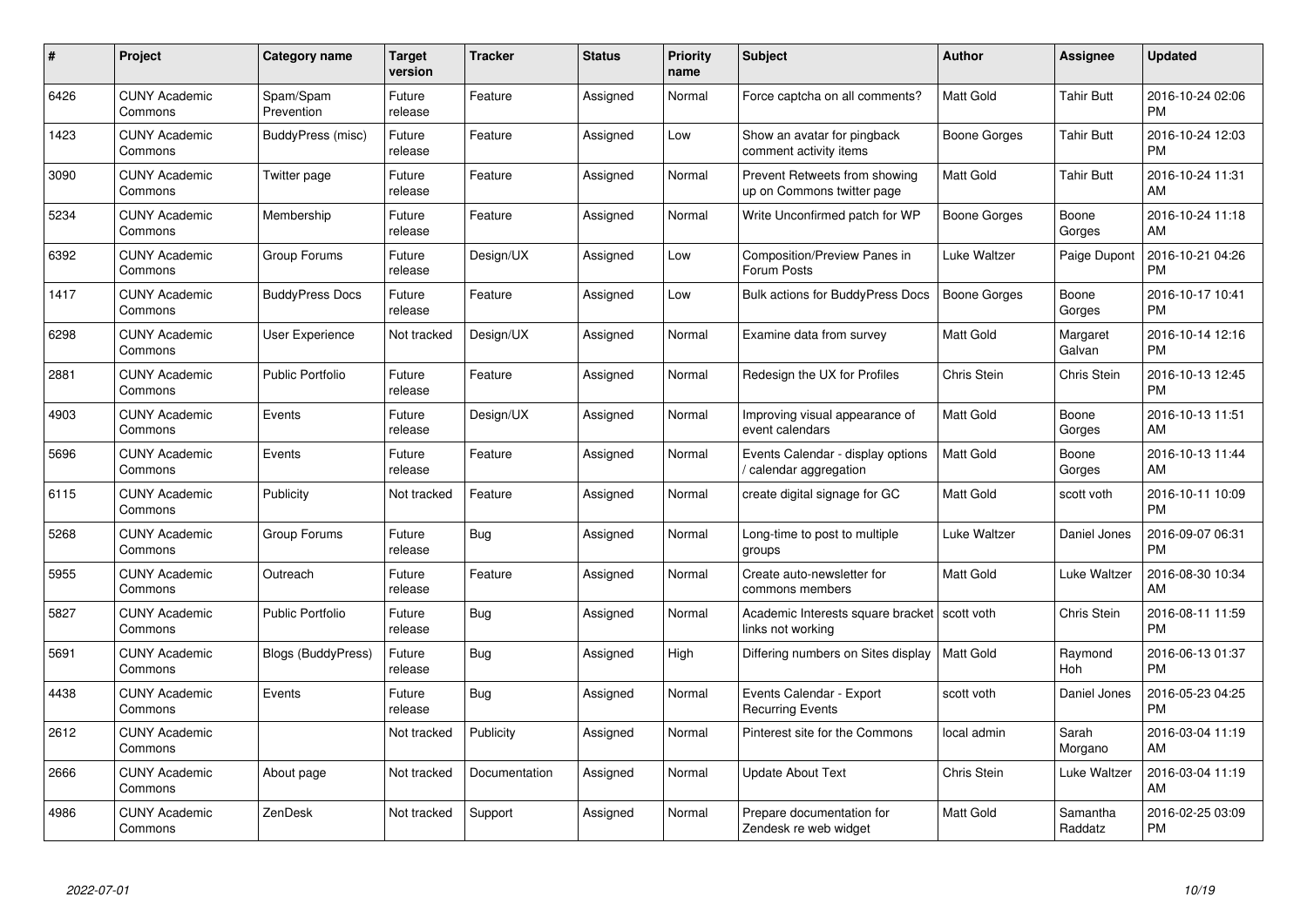| # | Project | Category name | Target version | Tracker | Status | Priority name | Subject | Author | Assignee | Updated |
|---|---|---|---|---|---|---|---|---|---|---|
| 6426 | CUNY Academic Commons | Spam/Spam Prevention | Future release | Feature | Assigned | Normal | Force captcha on all comments? | Matt Gold | Tahir Butt | 2016-10-24 02:06 PM |
| 1423 | CUNY Academic Commons | BuddyPress (misc) | Future release | Feature | Assigned | Low | Show an avatar for pingback comment activity items | Boone Gorges | Tahir Butt | 2016-10-24 12:03 PM |
| 3090 | CUNY Academic Commons | Twitter page | Future release | Feature | Assigned | Normal | Prevent Retweets from showing up on Commons twitter page | Matt Gold | Tahir Butt | 2016-10-24 11:31 AM |
| 5234 | CUNY Academic Commons | Membership | Future release | Feature | Assigned | Normal | Write Unconfirmed patch for WP | Boone Gorges | Boone Gorges | 2016-10-24 11:18 AM |
| 6392 | CUNY Academic Commons | Group Forums | Future release | Design/UX | Assigned | Low | Composition/Preview Panes in Forum Posts | Luke Waltzer | Paige Dupont | 2016-10-21 04:26 PM |
| 1417 | CUNY Academic Commons | BuddyPress Docs | Future release | Feature | Assigned | Low | Bulk actions for BuddyPress Docs | Boone Gorges | Boone Gorges | 2016-10-17 10:41 PM |
| 6298 | CUNY Academic Commons | User Experience | Not tracked | Design/UX | Assigned | Normal | Examine data from survey | Matt Gold | Margaret Galvan | 2016-10-14 12:16 PM |
| 2881 | CUNY Academic Commons | Public Portfolio | Future release | Feature | Assigned | Normal | Redesign the UX for Profiles | Chris Stein | Chris Stein | 2016-10-13 12:45 PM |
| 4903 | CUNY Academic Commons | Events | Future release | Design/UX | Assigned | Normal | Improving visual appearance of event calendars | Matt Gold | Boone Gorges | 2016-10-13 11:51 AM |
| 5696 | CUNY Academic Commons | Events | Future release | Feature | Assigned | Normal | Events Calendar - display options / calendar aggregation | Matt Gold | Boone Gorges | 2016-10-13 11:44 AM |
| 6115 | CUNY Academic Commons | Publicity | Not tracked | Feature | Assigned | Normal | create digital signage for GC | Matt Gold | scott voth | 2016-10-11 10:09 PM |
| 5268 | CUNY Academic Commons | Group Forums | Future release | Bug | Assigned | Normal | Long-time to post to multiple groups | Luke Waltzer | Daniel Jones | 2016-09-07 06:31 PM |
| 5955 | CUNY Academic Commons | Outreach | Future release | Feature | Assigned | Normal | Create auto-newsletter for commons members | Matt Gold | Luke Waltzer | 2016-08-30 10:34 AM |
| 5827 | CUNY Academic Commons | Public Portfolio | Future release | Bug | Assigned | Normal | Academic Interests square bracket links not working | scott voth | Chris Stein | 2016-08-11 11:59 PM |
| 5691 | CUNY Academic Commons | Blogs (BuddyPress) | Future release | Bug | Assigned | High | Differing numbers on Sites display | Matt Gold | Raymond Hoh | 2016-06-13 01:37 PM |
| 4438 | CUNY Academic Commons | Events | Future release | Bug | Assigned | Normal | Events Calendar - Export Recurring Events | scott voth | Daniel Jones | 2016-05-23 04:25 PM |
| 2612 | CUNY Academic Commons | | Not tracked | Publicity | Assigned | Normal | Pinterest site for the Commons | local admin | Sarah Morgano | 2016-03-04 11:19 AM |
| 2666 | CUNY Academic Commons | About page | Not tracked | Documentation | Assigned | Normal | Update About Text | Chris Stein | Luke Waltzer | 2016-03-04 11:19 AM |
| 4986 | CUNY Academic Commons | ZenDesk | Not tracked | Support | Assigned | Normal | Prepare documentation for Zendesk re web widget | Matt Gold | Samantha Raddatz | 2016-02-25 03:09 PM |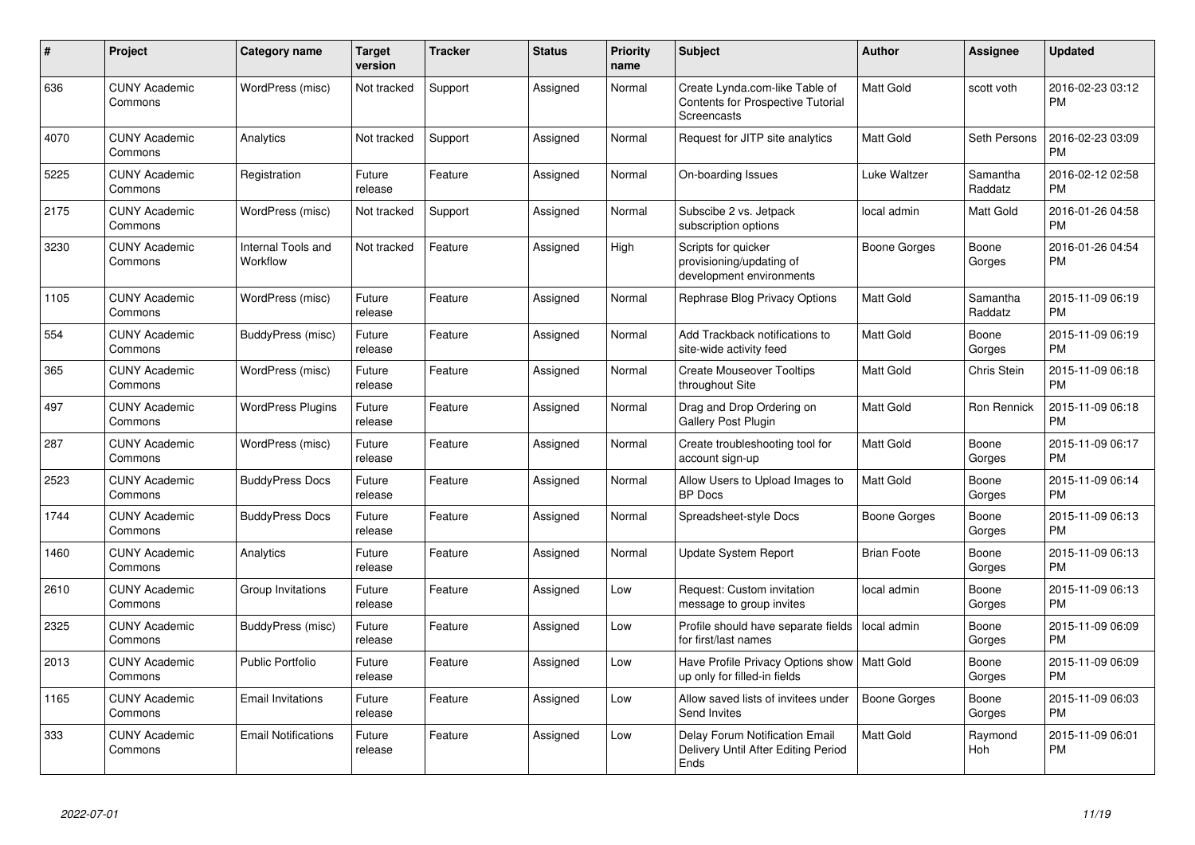| # | Project | Category name | Target version | Tracker | Status | Priority name | Subject | Author | Assignee | Updated |
|---|---|---|---|---|---|---|---|---|---|---|
| 636 | CUNY Academic Commons | WordPress (misc) | Not tracked | Support | Assigned | Normal | Create Lynda.com-like Table of Contents for Prospective Tutorial Screencasts | Matt Gold | scott voth | 2016-02-23 03:12 PM |
| 4070 | CUNY Academic Commons | Analytics | Not tracked | Support | Assigned | Normal | Request for JITP site analytics | Matt Gold | Seth Persons | 2016-02-23 03:09 PM |
| 5225 | CUNY Academic Commons | Registration | Future release | Feature | Assigned | Normal | On-boarding Issues | Luke Waltzer | Samantha Raddatz | 2016-02-12 02:58 PM |
| 2175 | CUNY Academic Commons | WordPress (misc) | Not tracked | Support | Assigned | Normal | Subscibe 2 vs. Jetpack subscription options | local admin | Matt Gold | 2016-01-26 04:58 PM |
| 3230 | CUNY Academic Commons | Internal Tools and Workflow | Not tracked | Feature | Assigned | High | Scripts for quicker provisioning/updating of development environments | Boone Gorges | Boone Gorges | 2016-01-26 04:54 PM |
| 1105 | CUNY Academic Commons | WordPress (misc) | Future release | Feature | Assigned | Normal | Rephrase Blog Privacy Options | Matt Gold | Samantha Raddatz | 2015-11-09 06:19 PM |
| 554 | CUNY Academic Commons | BuddyPress (misc) | Future release | Feature | Assigned | Normal | Add Trackback notifications to site-wide activity feed | Matt Gold | Boone Gorges | 2015-11-09 06:19 PM |
| 365 | CUNY Academic Commons | WordPress (misc) | Future release | Feature | Assigned | Normal | Create Mouseover Tooltips throughout Site | Matt Gold | Chris Stein | 2015-11-09 06:18 PM |
| 497 | CUNY Academic Commons | WordPress Plugins | Future release | Feature | Assigned | Normal | Drag and Drop Ordering on Gallery Post Plugin | Matt Gold | Ron Rennick | 2015-11-09 06:18 PM |
| 287 | CUNY Academic Commons | WordPress (misc) | Future release | Feature | Assigned | Normal | Create troubleshooting tool for account sign-up | Matt Gold | Boone Gorges | 2015-11-09 06:17 PM |
| 2523 | CUNY Academic Commons | BuddyPress Docs | Future release | Feature | Assigned | Normal | Allow Users to Upload Images to BP Docs | Matt Gold | Boone Gorges | 2015-11-09 06:14 PM |
| 1744 | CUNY Academic Commons | BuddyPress Docs | Future release | Feature | Assigned | Normal | Spreadsheet-style Docs | Boone Gorges | Boone Gorges | 2015-11-09 06:13 PM |
| 1460 | CUNY Academic Commons | Analytics | Future release | Feature | Assigned | Normal | Update System Report | Brian Foote | Boone Gorges | 2015-11-09 06:13 PM |
| 2610 | CUNY Academic Commons | Group Invitations | Future release | Feature | Assigned | Low | Request: Custom invitation message to group invites | local admin | Boone Gorges | 2015-11-09 06:13 PM |
| 2325 | CUNY Academic Commons | BuddyPress (misc) | Future release | Feature | Assigned | Low | Profile should have separate fields for first/last names | local admin | Boone Gorges | 2015-11-09 06:09 PM |
| 2013 | CUNY Academic Commons | Public Portfolio | Future release | Feature | Assigned | Low | Have Profile Privacy Options show up only for filled-in fields | Matt Gold | Boone Gorges | 2015-11-09 06:09 PM |
| 1165 | CUNY Academic Commons | Email Invitations | Future release | Feature | Assigned | Low | Allow saved lists of invitees under Send Invites | Boone Gorges | Boone Gorges | 2015-11-09 06:03 PM |
| 333 | CUNY Academic Commons | Email Notifications | Future release | Feature | Assigned | Low | Delay Forum Notification Email Delivery Until After Editing Period Ends | Matt Gold | Raymond Hoh | 2015-11-09 06:01 PM |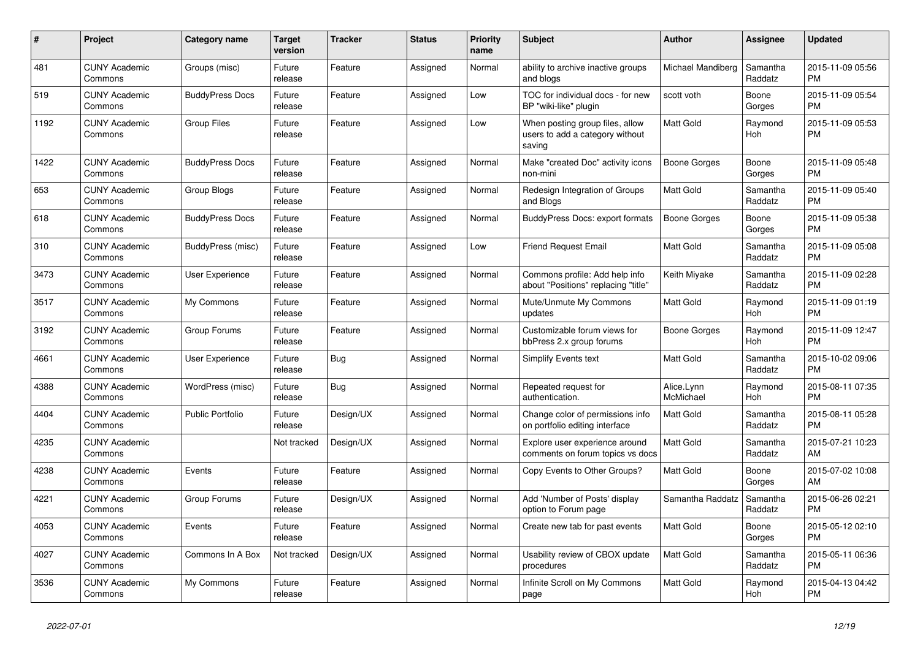| # | Project | Category name | Target version | Tracker | Status | Priority name | Subject | Author | Assignee | Updated |
|---|---|---|---|---|---|---|---|---|---|---|
| 481 | CUNY Academic Commons | Groups (misc) | Future release | Feature | Assigned | Normal | ability to archive inactive groups and blogs | Michael Mandiberg | Samantha Raddatz | 2015-11-09 05:56 PM |
| 519 | CUNY Academic Commons | BuddyPress Docs | Future release | Feature | Assigned | Low | TOC for individual docs - for new BP "wiki-like" plugin | scott voth | Boone Gorges | 2015-11-09 05:54 PM |
| 1192 | CUNY Academic Commons | Group Files | Future release | Feature | Assigned | Low | When posting group files, allow users to add a category without saving | Matt Gold | Raymond Hoh | 2015-11-09 05:53 PM |
| 1422 | CUNY Academic Commons | BuddyPress Docs | Future release | Feature | Assigned | Normal | Make "created Doc" activity icons non-mini | Boone Gorges | Boone Gorges | 2015-11-09 05:48 PM |
| 653 | CUNY Academic Commons | Group Blogs | Future release | Feature | Assigned | Normal | Redesign Integration of Groups and Blogs | Matt Gold | Samantha Raddatz | 2015-11-09 05:40 PM |
| 618 | CUNY Academic Commons | BuddyPress Docs | Future release | Feature | Assigned | Normal | BuddyPress Docs: export formats | Boone Gorges | Boone Gorges | 2015-11-09 05:38 PM |
| 310 | CUNY Academic Commons | BuddyPress (misc) | Future release | Feature | Assigned | Low | Friend Request Email | Matt Gold | Samantha Raddatz | 2015-11-09 05:08 PM |
| 3473 | CUNY Academic Commons | User Experience | Future release | Feature | Assigned | Normal | Commons profile: Add help info about "Positions" replacing "title" | Keith Miyake | Samantha Raddatz | 2015-11-09 02:28 PM |
| 3517 | CUNY Academic Commons | My Commons | Future release | Feature | Assigned | Normal | Mute/Unmute My Commons updates | Matt Gold | Raymond Hoh | 2015-11-09 01:19 PM |
| 3192 | CUNY Academic Commons | Group Forums | Future release | Feature | Assigned | Normal | Customizable forum views for bbPress 2.x group forums | Boone Gorges | Raymond Hoh | 2015-11-09 12:47 PM |
| 4661 | CUNY Academic Commons | User Experience | Future release | Bug | Assigned | Normal | Simplify Events text | Matt Gold | Samantha Raddatz | 2015-10-02 09:06 PM |
| 4388 | CUNY Academic Commons | WordPress (misc) | Future release | Bug | Assigned | Normal | Repeated request for authentication. | Alice.Lynn McMichael | Raymond Hoh | 2015-08-11 07:35 PM |
| 4404 | CUNY Academic Commons | Public Portfolio | Future release | Design/UX | Assigned | Normal | Change color of permissions info on portfolio editing interface | Matt Gold | Samantha Raddatz | 2015-08-11 05:28 PM |
| 4235 | CUNY Academic Commons | | Not tracked | Design/UX | Assigned | Normal | Explore user experience around comments on forum topics vs docs | Matt Gold | Samantha Raddatz | 2015-07-21 10:23 AM |
| 4238 | CUNY Academic Commons | Events | Future release | Feature | Assigned | Normal | Copy Events to Other Groups? | Matt Gold | Boone Gorges | 2015-07-02 10:08 AM |
| 4221 | CUNY Academic Commons | Group Forums | Future release | Design/UX | Assigned | Normal | Add 'Number of Posts' display option to Forum page | Samantha Raddatz | Samantha Raddatz | 2015-06-26 02:21 PM |
| 4053 | CUNY Academic Commons | Events | Future release | Feature | Assigned | Normal | Create new tab for past events | Matt Gold | Boone Gorges | 2015-05-12 02:10 PM |
| 4027 | CUNY Academic Commons | Commons In A Box | Not tracked | Design/UX | Assigned | Normal | Usability review of CBOX update procedures | Matt Gold | Samantha Raddatz | 2015-05-11 06:36 PM |
| 3536 | CUNY Academic Commons | My Commons | Future release | Feature | Assigned | Normal | Infinite Scroll on My Commons page | Matt Gold | Raymond Hoh | 2015-04-13 04:42 PM |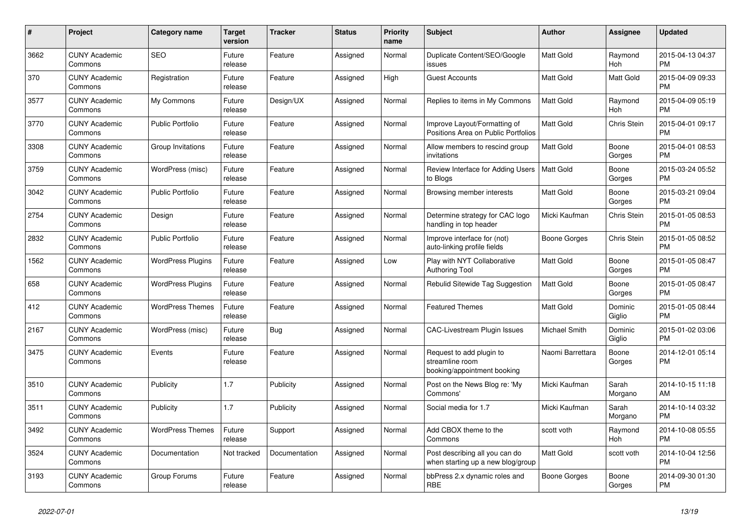| # | Project | Category name | Target version | Tracker | Status | Priority name | Subject | Author | Assignee | Updated |
|---|---|---|---|---|---|---|---|---|---|---|
| 3662 | CUNY Academic Commons | SEO | Future release | Feature | Assigned | Normal | Duplicate Content/SEO/Google issues | Matt Gold | Raymond Hoh | 2015-04-13 04:37 PM |
| 370 | CUNY Academic Commons | Registration | Future release | Feature | Assigned | High | Guest Accounts | Matt Gold | Matt Gold | 2015-04-09 09:33 PM |
| 3577 | CUNY Academic Commons | My Commons | Future release | Design/UX | Assigned | Normal | Replies to items in My Commons | Matt Gold | Raymond Hoh | 2015-04-09 05:19 PM |
| 3770 | CUNY Academic Commons | Public Portfolio | Future release | Feature | Assigned | Normal | Improve Layout/Formatting of Positions Area on Public Portfolios | Matt Gold | Chris Stein | 2015-04-01 09:17 PM |
| 3308 | CUNY Academic Commons | Group Invitations | Future release | Feature | Assigned | Normal | Allow members to rescind group invitations | Matt Gold | Boone Gorges | 2015-04-01 08:53 PM |
| 3759 | CUNY Academic Commons | WordPress (misc) | Future release | Feature | Assigned | Normal | Review Interface for Adding Users to Blogs | Matt Gold | Boone Gorges | 2015-03-24 05:52 PM |
| 3042 | CUNY Academic Commons | Public Portfolio | Future release | Feature | Assigned | Normal | Browsing member interests | Matt Gold | Boone Gorges | 2015-03-21 09:04 PM |
| 2754 | CUNY Academic Commons | Design | Future release | Feature | Assigned | Normal | Determine strategy for CAC logo handling in top header | Micki Kaufman | Chris Stein | 2015-01-05 08:53 PM |
| 2832 | CUNY Academic Commons | Public Portfolio | Future release | Feature | Assigned | Normal | Improve interface for (not) auto-linking profile fields | Boone Gorges | Chris Stein | 2015-01-05 08:52 PM |
| 1562 | CUNY Academic Commons | WordPress Plugins | Future release | Feature | Assigned | Low | Play with NYT Collaborative Authoring Tool | Matt Gold | Boone Gorges | 2015-01-05 08:47 PM |
| 658 | CUNY Academic Commons | WordPress Plugins | Future release | Feature | Assigned | Normal | Rebulid Sitewide Tag Suggestion | Matt Gold | Boone Gorges | 2015-01-05 08:47 PM |
| 412 | CUNY Academic Commons | WordPress Themes | Future release | Feature | Assigned | Normal | Featured Themes | Matt Gold | Dominic Giglio | 2015-01-05 08:44 PM |
| 2167 | CUNY Academic Commons | WordPress (misc) | Future release | Bug | Assigned | Normal | CAC-Livestream Plugin Issues | Michael Smith | Dominic Giglio | 2015-01-02 03:06 PM |
| 3475 | CUNY Academic Commons | Events | Future release | Feature | Assigned | Normal | Request to add plugin to streamline room booking/appointment booking | Naomi Barrettara | Boone Gorges | 2014-12-01 05:14 PM |
| 3510 | CUNY Academic Commons | Publicity | 1.7 | Publicity | Assigned | Normal | Post on the News Blog re: 'My Commons' | Micki Kaufman | Sarah Morgano | 2014-10-15 11:18 AM |
| 3511 | CUNY Academic Commons | Publicity | 1.7 | Publicity | Assigned | Normal | Social media for 1.7 | Micki Kaufman | Sarah Morgano | 2014-10-14 03:32 PM |
| 3492 | CUNY Academic Commons | WordPress Themes | Future release | Support | Assigned | Normal | Add CBOX theme to the Commons | scott voth | Raymond Hoh | 2014-10-08 05:55 PM |
| 3524 | CUNY Academic Commons | Documentation | Not tracked | Documentation | Assigned | Normal | Post describing all you can do when starting up a new blog/group | Matt Gold | scott voth | 2014-10-04 12:56 PM |
| 3193 | CUNY Academic Commons | Group Forums | Future release | Feature | Assigned | Normal | bbPress 2.x dynamic roles and RBE | Boone Gorges | Boone Gorges | 2014-09-30 01:30 PM |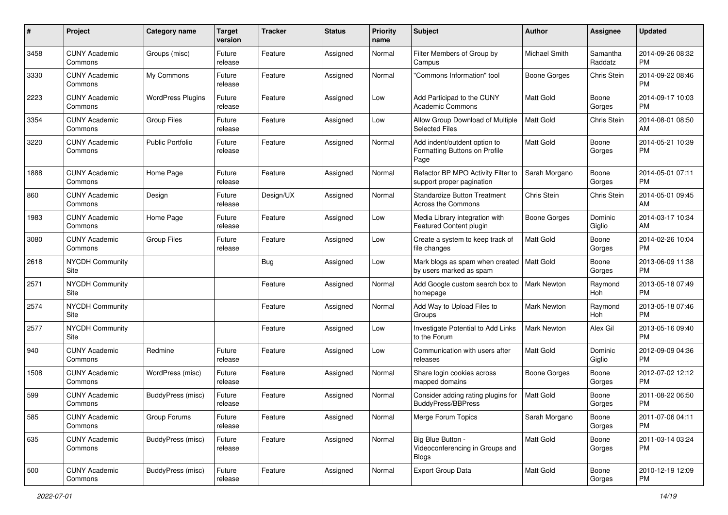| # | Project | Category name | Target version | Tracker | Status | Priority name | Subject | Author | Assignee | Updated |
|---|---|---|---|---|---|---|---|---|---|---|
| 3458 | CUNY Academic Commons | Groups (misc) | Future release | Feature | Assigned | Normal | Filter Members of Group by Campus | Michael Smith | Samantha Raddatz | 2014-09-26 08:32 PM |
| 3330 | CUNY Academic Commons | My Commons | Future release | Feature | Assigned | Normal | "Commons Information" tool | Boone Gorges | Chris Stein | 2014-09-22 08:46 PM |
| 2223 | CUNY Academic Commons | WordPress Plugins | Future release | Feature | Assigned | Low | Add Participad to the CUNY Academic Commons | Matt Gold | Boone Gorges | 2014-09-17 10:03 PM |
| 3354 | CUNY Academic Commons | Group Files | Future release | Feature | Assigned | Low | Allow Group Download of Multiple Selected Files | Matt Gold | Chris Stein | 2014-08-01 08:50 AM |
| 3220 | CUNY Academic Commons | Public Portfolio | Future release | Feature | Assigned | Normal | Add indent/outdent option to Formatting Buttons on Profile Page | Matt Gold | Boone Gorges | 2014-05-21 10:39 PM |
| 1888 | CUNY Academic Commons | Home Page | Future release | Feature | Assigned | Normal | Refactor BP MPO Activity Filter to support proper pagination | Sarah Morgano | Boone Gorges | 2014-05-01 07:11 PM |
| 860 | CUNY Academic Commons | Design | Future release | Design/UX | Assigned | Normal | Standardize Button Treatment Across the Commons | Chris Stein | Chris Stein | 2014-05-01 09:45 AM |
| 1983 | CUNY Academic Commons | Home Page | Future release | Feature | Assigned | Low | Media Library integration with Featured Content plugin | Boone Gorges | Dominic Giglio | 2014-03-17 10:34 AM |
| 3080 | CUNY Academic Commons | Group Files | Future release | Feature | Assigned | Low | Create a system to keep track of file changes | Matt Gold | Boone Gorges | 2014-02-26 10:04 PM |
| 2618 | NYCDH Community Site | | | Bug | Assigned | Low | Mark blogs as spam when created by users marked as spam | Matt Gold | Boone Gorges | 2013-06-09 11:38 PM |
| 2571 | NYCDH Community Site | | | Feature | Assigned | Normal | Add Google custom search box to homepage | Mark Newton | Raymond Hoh | 2013-05-18 07:49 PM |
| 2574 | NYCDH Community Site | | | Feature | Assigned | Normal | Add Way to Upload Files to Groups | Mark Newton | Raymond Hoh | 2013-05-18 07:46 PM |
| 2577 | NYCDH Community Site | | | Feature | Assigned | Low | Investigate Potential to Add Links to the Forum | Mark Newton | Alex Gil | 2013-05-16 09:40 PM |
| 940 | CUNY Academic Commons | Redmine | Future release | Feature | Assigned | Low | Communication with users after releases | Matt Gold | Dominic Giglio | 2012-09-09 04:36 PM |
| 1508 | CUNY Academic Commons | WordPress (misc) | Future release | Feature | Assigned | Normal | Share login cookies across mapped domains | Boone Gorges | Boone Gorges | 2012-07-02 12:12 PM |
| 599 | CUNY Academic Commons | BuddyPress (misc) | Future release | Feature | Assigned | Normal | Consider adding rating plugins for BuddyPress/BBPress | Matt Gold | Boone Gorges | 2011-08-22 06:50 PM |
| 585 | CUNY Academic Commons | Group Forums | Future release | Feature | Assigned | Normal | Merge Forum Topics | Sarah Morgano | Boone Gorges | 2011-07-06 04:11 PM |
| 635 | CUNY Academic Commons | BuddyPress (misc) | Future release | Feature | Assigned | Normal | Big Blue Button - Videoconferencing in Groups and Blogs | Matt Gold | Boone Gorges | 2011-03-14 03:24 PM |
| 500 | CUNY Academic Commons | BuddyPress (misc) | Future release | Feature | Assigned | Normal | Export Group Data | Matt Gold | Boone Gorges | 2010-12-19 12:09 PM |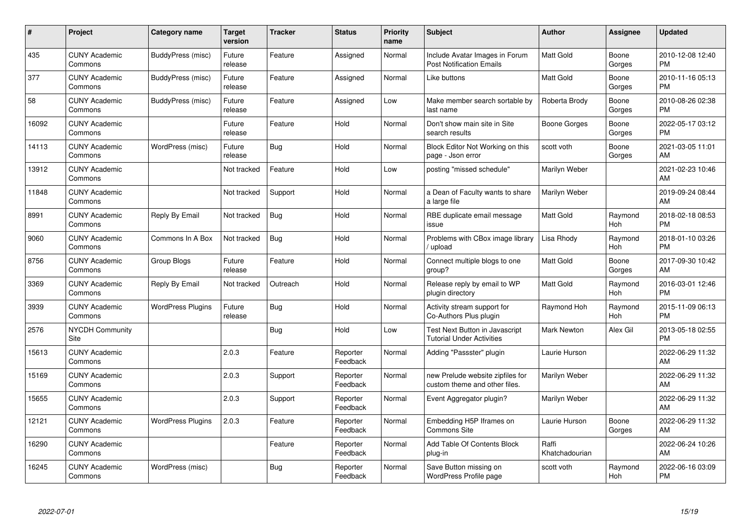| # | Project | Category name | Target version | Tracker | Status | Priority name | Subject | Author | Assignee | Updated |
|---|---|---|---|---|---|---|---|---|---|---|
| 435 | CUNY Academic Commons | BuddyPress (misc) | Future release | Feature | Assigned | Normal | Include Avatar Images in Forum Post Notification Emails | Matt Gold | Boone Gorges | 2010-12-08 12:40 PM |
| 377 | CUNY Academic Commons | BuddyPress (misc) | Future release | Feature | Assigned | Normal | Like buttons | Matt Gold | Boone Gorges | 2010-11-16 05:13 PM |
| 58 | CUNY Academic Commons | BuddyPress (misc) | Future release | Feature | Assigned | Low | Make member search sortable by last name | Roberta Brody | Boone Gorges | 2010-08-26 02:38 PM |
| 16092 | CUNY Academic Commons | | Future release | Feature | Hold | Normal | Don't show main site in Site search results | Boone Gorges | Boone Gorges | 2022-05-17 03:12 PM |
| 14113 | CUNY Academic Commons | WordPress (misc) | Future release | Bug | Hold | Normal | Block Editor Not Working on this page - Json error | scott voth | Boone Gorges | 2021-03-05 11:01 AM |
| 13912 | CUNY Academic Commons | | Not tracked | Feature | Hold | Low | posting "missed schedule" | Marilyn Weber | | 2021-02-23 10:46 AM |
| 11848 | CUNY Academic Commons | | Not tracked | Support | Hold | Normal | a Dean of Faculty wants to share a large file | Marilyn Weber | | 2019-09-24 08:44 AM |
| 8991 | CUNY Academic Commons | Reply By Email | Not tracked | Bug | Hold | Normal | RBE duplicate email message issue | Matt Gold | Raymond Hoh | 2018-02-18 08:53 PM |
| 9060 | CUNY Academic Commons | Commons In A Box | Not tracked | Bug | Hold | Normal | Problems with CBox image library / upload | Lisa Rhody | Raymond Hoh | 2018-01-10 03:26 PM |
| 8756 | CUNY Academic Commons | Group Blogs | Future release | Feature | Hold | Normal | Connect multiple blogs to one group? | Matt Gold | Boone Gorges | 2017-09-30 10:42 AM |
| 3369 | CUNY Academic Commons | Reply By Email | Not tracked | Outreach | Hold | Normal | Release reply by email to WP plugin directory | Matt Gold | Raymond Hoh | 2016-03-01 12:46 PM |
| 3939 | CUNY Academic Commons | WordPress Plugins | Future release | Bug | Hold | Normal | Activity stream support for Co-Authors Plus plugin | Raymond Hoh | Raymond Hoh | 2015-11-09 06:13 PM |
| 2576 | NYCDH Community Site | | | Bug | Hold | Low | Test Next Button in Javascript Tutorial Under Activities | Mark Newton | Alex Gil | 2013-05-18 02:55 PM |
| 15613 | CUNY Academic Commons | | 2.0.3 | Feature | Reporter Feedback | Normal | Adding "Passster" plugin | Laurie Hurson | | 2022-06-29 11:32 AM |
| 15169 | CUNY Academic Commons | | 2.0.3 | Support | Reporter Feedback | Normal | new Prelude website zipfiles for custom theme and other files. | Marilyn Weber | | 2022-06-29 11:32 AM |
| 15655 | CUNY Academic Commons | | 2.0.3 | Support | Reporter Feedback | Normal | Event Aggregator plugin? | Marilyn Weber | | 2022-06-29 11:32 AM |
| 12121 | CUNY Academic Commons | WordPress Plugins | 2.0.3 | Feature | Reporter Feedback | Normal | Embedding H5P Iframes on Commons Site | Laurie Hurson | Boone Gorges | 2022-06-29 11:32 AM |
| 16290 | CUNY Academic Commons | | | Feature | Reporter Feedback | Normal | Add Table Of Contents Block plug-in | Raffi Khatchadourian | | 2022-06-24 10:26 AM |
| 16245 | CUNY Academic Commons | WordPress (misc) | | Bug | Reporter Feedback | Normal | Save Button missing on WordPress Profile page | scott voth | Raymond Hoh | 2022-06-16 03:09 PM |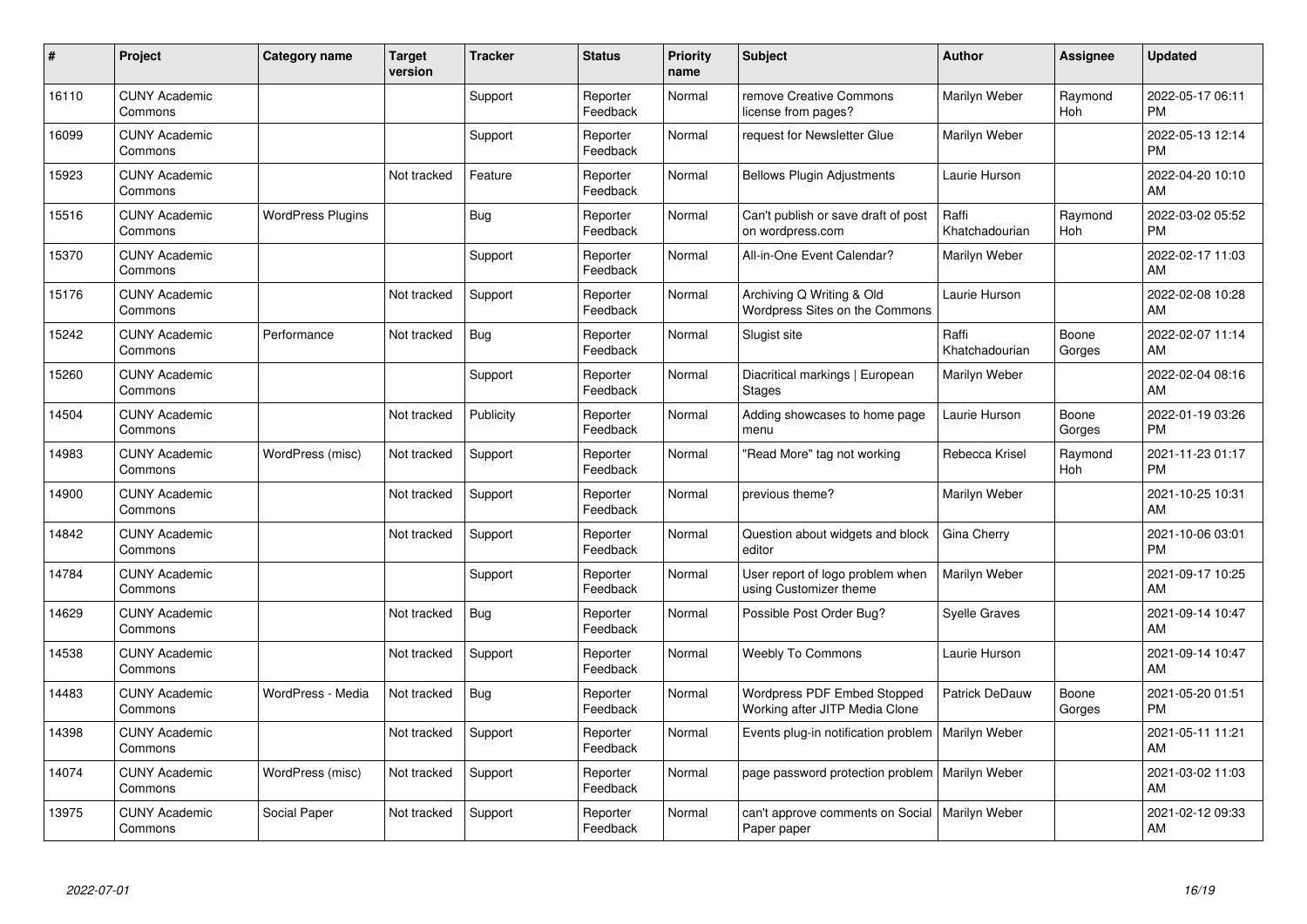| # | Project | Category name | Target version | Tracker | Status | Priority name | Subject | Author | Assignee | Updated |
|---|---|---|---|---|---|---|---|---|---|---|
| 16110 | CUNY Academic Commons | | | Support | Reporter Feedback | Normal | remove Creative Commons license from pages? | Marilyn Weber | Raymond Hoh | 2022-05-17 06:11 PM |
| 16099 | CUNY Academic Commons | | | Support | Reporter Feedback | Normal | request for Newsletter Glue | Marilyn Weber | | 2022-05-13 12:14 PM |
| 15923 | CUNY Academic Commons | | Not tracked | Feature | Reporter Feedback | Normal | Bellows Plugin Adjustments | Laurie Hurson | | 2022-04-20 10:10 AM |
| 15516 | CUNY Academic Commons | WordPress Plugins | | Bug | Reporter Feedback | Normal | Can't publish or save draft of post on wordpress.com | Raffi Khatchadourian | Raymond Hoh | 2022-03-02 05:52 PM |
| 15370 | CUNY Academic Commons | | | Support | Reporter Feedback | Normal | All-in-One Event Calendar? | Marilyn Weber | | 2022-02-17 11:03 AM |
| 15176 | CUNY Academic Commons | | Not tracked | Support | Reporter Feedback | Normal | Archiving Q Writing & Old Wordpress Sites on the Commons | Laurie Hurson | | 2022-02-08 10:28 AM |
| 15242 | CUNY Academic Commons | Performance | Not tracked | Bug | Reporter Feedback | Normal | Slugist site | Raffi Khatchadourian | Boone Gorges | 2022-02-07 11:14 AM |
| 15260 | CUNY Academic Commons | | | Support | Reporter Feedback | Normal | Diacritical markings \| European Stages | Marilyn Weber | | 2022-02-04 08:16 AM |
| 14504 | CUNY Academic Commons | | Not tracked | Publicity | Reporter Feedback | Normal | Adding showcases to home page menu | Laurie Hurson | Boone Gorges | 2022-01-19 03:26 PM |
| 14983 | CUNY Academic Commons | WordPress (misc) | Not tracked | Support | Reporter Feedback | Normal | "Read More" tag not working | Rebecca Krisel | Raymond Hoh | 2021-11-23 01:17 PM |
| 14900 | CUNY Academic Commons | | Not tracked | Support | Reporter Feedback | Normal | previous theme? | Marilyn Weber | | 2021-10-25 10:31 AM |
| 14842 | CUNY Academic Commons | | Not tracked | Support | Reporter Feedback | Normal | Question about widgets and block editor | Gina Cherry | | 2021-10-06 03:01 PM |
| 14784 | CUNY Academic Commons | | | Support | Reporter Feedback | Normal | User report of logo problem when using Customizer theme | Marilyn Weber | | 2021-09-17 10:25 AM |
| 14629 | CUNY Academic Commons | | Not tracked | Bug | Reporter Feedback | Normal | Possible Post Order Bug? | Syelle Graves | | 2021-09-14 10:47 AM |
| 14538 | CUNY Academic Commons | | Not tracked | Support | Reporter Feedback | Normal | Weebly To Commons | Laurie Hurson | | 2021-09-14 10:47 AM |
| 14483 | CUNY Academic Commons | WordPress - Media | Not tracked | Bug | Reporter Feedback | Normal | Wordpress PDF Embed Stopped Working after JITP Media Clone | Patrick DeDauw | Boone Gorges | 2021-05-20 01:51 PM |
| 14398 | CUNY Academic Commons | | Not tracked | Support | Reporter Feedback | Normal | Events plug-in notification problem | Marilyn Weber | | 2021-05-11 11:21 AM |
| 14074 | CUNY Academic Commons | WordPress (misc) | Not tracked | Support | Reporter Feedback | Normal | page password protection problem | Marilyn Weber | | 2021-03-02 11:03 AM |
| 13975 | CUNY Academic Commons | Social Paper | Not tracked | Support | Reporter Feedback | Normal | can't approve comments on Social Paper paper | Marilyn Weber | | 2021-02-12 09:33 AM |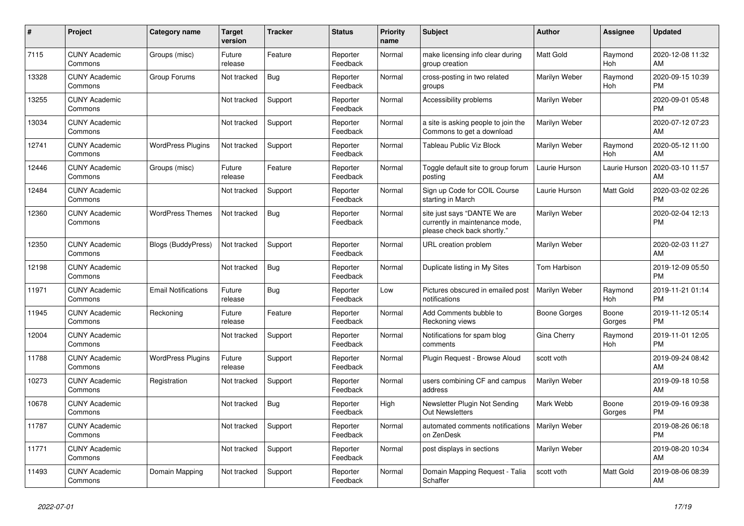| # | Project | Category name | Target version | Tracker | Status | Priority name | Subject | Author | Assignee | Updated |
|---|---|---|---|---|---|---|---|---|---|---|
| 7115 | CUNY Academic Commons | Groups (misc) | Future release | Feature | Reporter Feedback | Normal | make licensing info clear during group creation | Matt Gold | Raymond Hoh | 2020-12-08 11:32 AM |
| 13328 | CUNY Academic Commons | Group Forums | Not tracked | Bug | Reporter Feedback | Normal | cross-posting in two related groups | Marilyn Weber | Raymond Hoh | 2020-09-15 10:39 PM |
| 13255 | CUNY Academic Commons | | Not tracked | Support | Reporter Feedback | Normal | Accessibility problems | Marilyn Weber | | 2020-09-01 05:48 PM |
| 13034 | CUNY Academic Commons | | Not tracked | Support | Reporter Feedback | Normal | a site is asking people to join the Commons to get a download | Marilyn Weber | | 2020-07-12 07:23 AM |
| 12741 | CUNY Academic Commons | WordPress Plugins | Not tracked | Support | Reporter Feedback | Normal | Tableau Public Viz Block | Marilyn Weber | Raymond Hoh | 2020-05-12 11:00 AM |
| 12446 | CUNY Academic Commons | Groups (misc) | Future release | Feature | Reporter Feedback | Normal | Toggle default site to group forum posting | Laurie Hurson | Laurie Hurson | 2020-03-10 11:57 AM |
| 12484 | CUNY Academic Commons | | Not tracked | Support | Reporter Feedback | Normal | Sign up Code for COIL Course starting in March | Laurie Hurson | Matt Gold | 2020-03-02 02:26 PM |
| 12360 | CUNY Academic Commons | WordPress Themes | Not tracked | Bug | Reporter Feedback | Normal | site just says "DANTE We are currently in maintenance mode, please check back shortly." | Marilyn Weber | | 2020-02-04 12:13 PM |
| 12350 | CUNY Academic Commons | Blogs (BuddyPress) | Not tracked | Support | Reporter Feedback | Normal | URL creation problem | Marilyn Weber | | 2020-02-03 11:27 AM |
| 12198 | CUNY Academic Commons | | Not tracked | Bug | Reporter Feedback | Normal | Duplicate listing in My Sites | Tom Harbison | | 2019-12-09 05:50 PM |
| 11971 | CUNY Academic Commons | Email Notifications | Future release | Bug | Reporter Feedback | Low | Pictures obscured in emailed post notifications | Marilyn Weber | Raymond Hoh | 2019-11-21 01:14 PM |
| 11945 | CUNY Academic Commons | Reckoning | Future release | Feature | Reporter Feedback | Normal | Add Comments bubble to Reckoning views | Boone Gorges | Boone Gorges | 2019-11-12 05:14 PM |
| 12004 | CUNY Academic Commons | | Not tracked | Support | Reporter Feedback | Normal | Notifications for spam blog comments | Gina Cherry | Raymond Hoh | 2019-11-01 12:05 PM |
| 11788 | CUNY Academic Commons | WordPress Plugins | Future release | Support | Reporter Feedback | Normal | Plugin Request - Browse Aloud | scott voth | | 2019-09-24 08:42 AM |
| 10273 | CUNY Academic Commons | Registration | Not tracked | Support | Reporter Feedback | Normal | users combining CF and campus address | Marilyn Weber | | 2019-09-18 10:58 AM |
| 10678 | CUNY Academic Commons | | Not tracked | Bug | Reporter Feedback | High | Newsletter Plugin Not Sending Out Newsletters | Mark Webb | Boone Gorges | 2019-09-16 09:38 PM |
| 11787 | CUNY Academic Commons | | Not tracked | Support | Reporter Feedback | Normal | automated comments notifications on ZenDesk | Marilyn Weber | | 2019-08-26 06:18 PM |
| 11771 | CUNY Academic Commons | | Not tracked | Support | Reporter Feedback | Normal | post displays in sections | Marilyn Weber | | 2019-08-20 10:34 AM |
| 11493 | CUNY Academic Commons | Domain Mapping | Not tracked | Support | Reporter Feedback | Normal | Domain Mapping Request - Talia Schaffer | scott voth | Matt Gold | 2019-08-06 08:39 AM |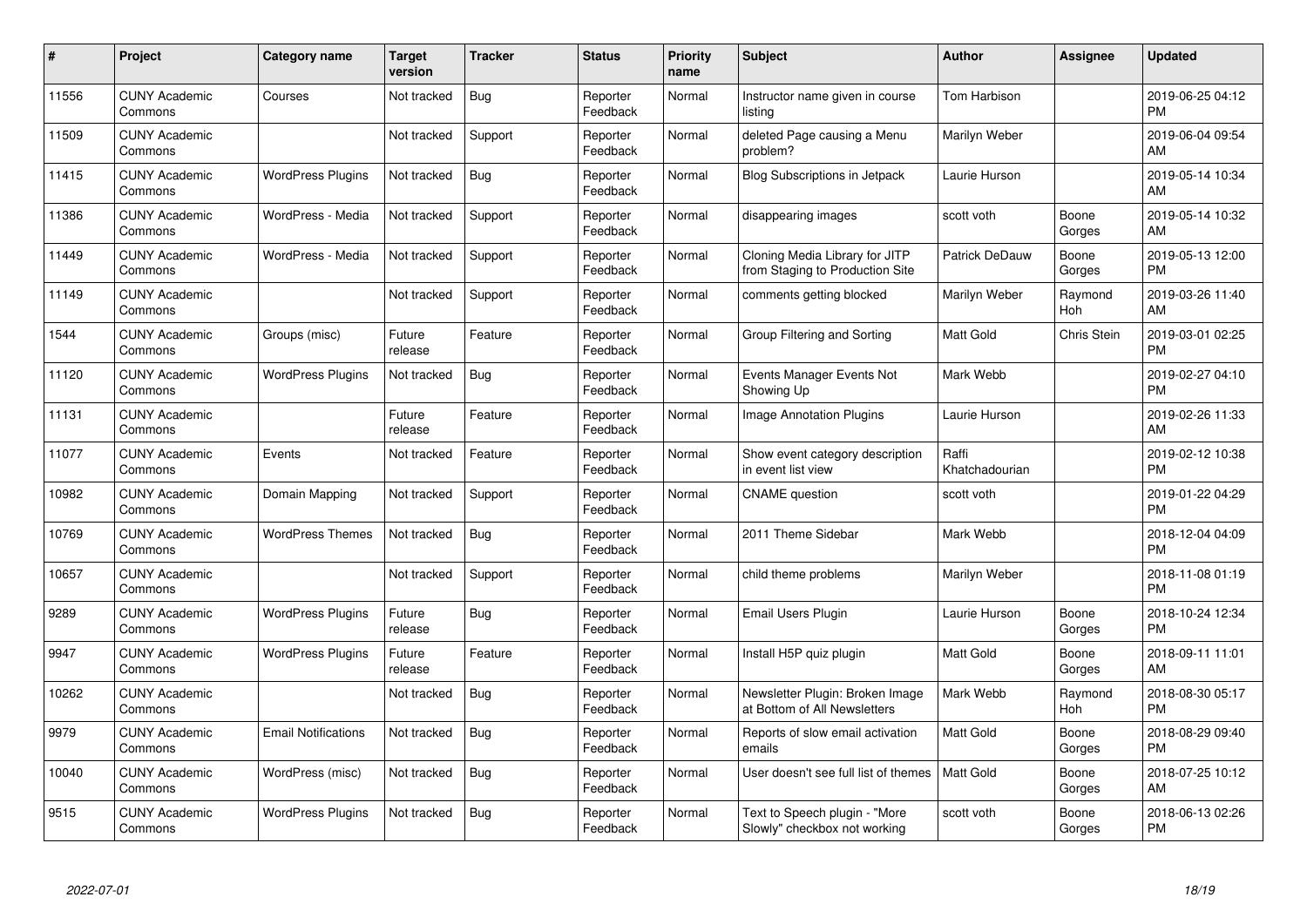| # | Project | Category name | Target version | Tracker | Status | Priority name | Subject | Author | Assignee | Updated |
|---|---|---|---|---|---|---|---|---|---|---|
| 11556 | CUNY Academic Commons | Courses | Not tracked | Bug | Reporter Feedback | Normal | Instructor name given in course listing | Tom Harbison | | 2019-06-25 04:12 PM |
| 11509 | CUNY Academic Commons | | Not tracked | Support | Reporter Feedback | Normal | deleted Page causing a Menu problem? | Marilyn Weber | | 2019-06-04 09:54 AM |
| 11415 | CUNY Academic Commons | WordPress Plugins | Not tracked | Bug | Reporter Feedback | Normal | Blog Subscriptions in Jetpack | Laurie Hurson | | 2019-05-14 10:34 AM |
| 11386 | CUNY Academic Commons | WordPress - Media | Not tracked | Support | Reporter Feedback | Normal | disappearing images | scott voth | Boone Gorges | 2019-05-14 10:32 AM |
| 11449 | CUNY Academic Commons | WordPress - Media | Not tracked | Support | Reporter Feedback | Normal | Cloning Media Library for JITP from Staging to Production Site | Patrick DeDauw | Boone Gorges | 2019-05-13 12:00 PM |
| 11149 | CUNY Academic Commons | | Not tracked | Support | Reporter Feedback | Normal | comments getting blocked | Marilyn Weber | Raymond Hoh | 2019-03-26 11:40 AM |
| 1544 | CUNY Academic Commons | Groups (misc) | Future release | Feature | Reporter Feedback | Normal | Group Filtering and Sorting | Matt Gold | Chris Stein | 2019-03-01 02:25 PM |
| 11120 | CUNY Academic Commons | WordPress Plugins | Not tracked | Bug | Reporter Feedback | Normal | Events Manager Events Not Showing Up | Mark Webb | | 2019-02-27 04:10 PM |
| 11131 | CUNY Academic Commons | | Future release | Feature | Reporter Feedback | Normal | Image Annotation Plugins | Laurie Hurson | | 2019-02-26 11:33 AM |
| 11077 | CUNY Academic Commons | Events | Not tracked | Feature | Reporter Feedback | Normal | Show event category description in event list view | Raffi Khatchadourian | | 2019-02-12 10:38 PM |
| 10982 | CUNY Academic Commons | Domain Mapping | Not tracked | Support | Reporter Feedback | Normal | CNAME question | scott voth | | 2019-01-22 04:29 PM |
| 10769 | CUNY Academic Commons | WordPress Themes | Not tracked | Bug | Reporter Feedback | Normal | 2011 Theme Sidebar | Mark Webb | | 2018-12-04 04:09 PM |
| 10657 | CUNY Academic Commons | | Not tracked | Support | Reporter Feedback | Normal | child theme problems | Marilyn Weber | | 2018-11-08 01:19 PM |
| 9289 | CUNY Academic Commons | WordPress Plugins | Future release | Bug | Reporter Feedback | Normal | Email Users Plugin | Laurie Hurson | Boone Gorges | 2018-10-24 12:34 PM |
| 9947 | CUNY Academic Commons | WordPress Plugins | Future release | Feature | Reporter Feedback | Normal | Install H5P quiz plugin | Matt Gold | Boone Gorges | 2018-09-11 11:01 AM |
| 10262 | CUNY Academic Commons | | Not tracked | Bug | Reporter Feedback | Normal | Newsletter Plugin: Broken Image at Bottom of All Newsletters | Mark Webb | Raymond Hoh | 2018-08-30 05:17 PM |
| 9979 | CUNY Academic Commons | Email Notifications | Not tracked | Bug | Reporter Feedback | Normal | Reports of slow email activation emails | Matt Gold | Boone Gorges | 2018-08-29 09:40 PM |
| 10040 | CUNY Academic Commons | WordPress (misc) | Not tracked | Bug | Reporter Feedback | Normal | User doesn't see full list of themes | Matt Gold | Boone Gorges | 2018-07-25 10:12 AM |
| 9515 | CUNY Academic Commons | WordPress Plugins | Not tracked | Bug | Reporter Feedback | Normal | Text to Speech plugin - "More Slowly" checkbox not working | scott voth | Boone Gorges | 2018-06-13 02:26 PM |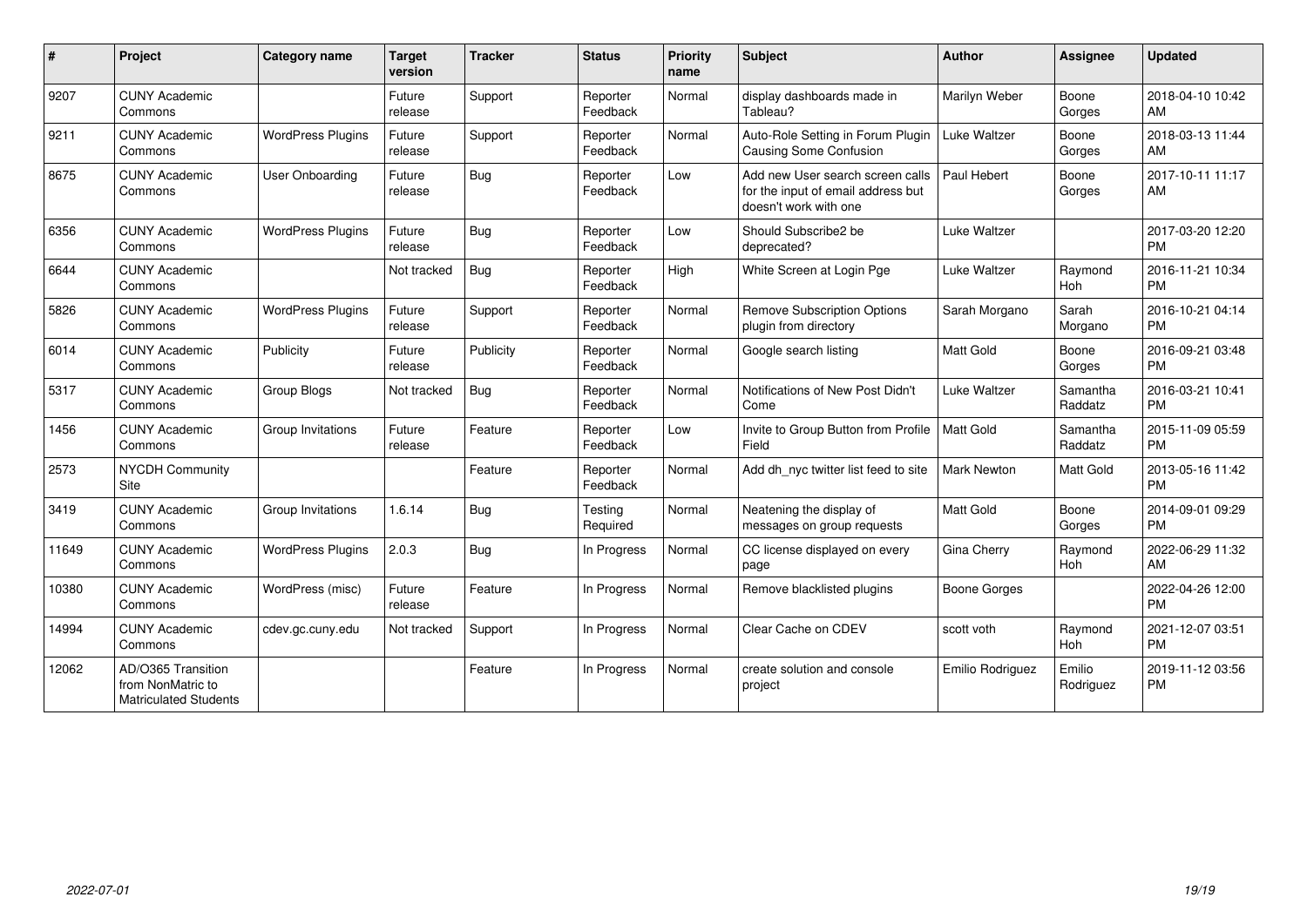| # | Project | Category name | Target version | Tracker | Status | Priority name | Subject | Author | Assignee | Updated |
|---|---|---|---|---|---|---|---|---|---|---|
| 9207 | CUNY Academic Commons | | Future release | Support | Reporter Feedback | Normal | display dashboards made in Tableau? | Marilyn Weber | Boone Gorges | 2018-04-10 10:42 AM |
| 9211 | CUNY Academic Commons | WordPress Plugins | Future release | Support | Reporter Feedback | Normal | Auto-Role Setting in Forum Plugin Causing Some Confusion | Luke Waltzer | Boone Gorges | 2018-03-13 11:44 AM |
| 8675 | CUNY Academic Commons | User Onboarding | Future release | Bug | Reporter Feedback | Low | Add new User search screen calls for the input of email address but doesn't work with one | Paul Hebert | Boone Gorges | 2017-10-11 11:17 AM |
| 6356 | CUNY Academic Commons | WordPress Plugins | Future release | Bug | Reporter Feedback | Low | Should Subscribe2 be deprecated? | Luke Waltzer | | 2017-03-20 12:20 PM |
| 6644 | CUNY Academic Commons | | Not tracked | Bug | Reporter Feedback | High | White Screen at Login Pge | Luke Waltzer | Raymond Hoh | 2016-11-21 10:34 PM |
| 5826 | CUNY Academic Commons | WordPress Plugins | Future release | Support | Reporter Feedback | Normal | Remove Subscription Options plugin from directory | Sarah Morgano | Sarah Morgano | 2016-10-21 04:14 PM |
| 6014 | CUNY Academic Commons | Publicity | Future release | Publicity | Reporter Feedback | Normal | Google search listing | Matt Gold | Boone Gorges | 2016-09-21 03:48 PM |
| 5317 | CUNY Academic Commons | Group Blogs | Not tracked | Bug | Reporter Feedback | Normal | Notifications of New Post Didn't Come | Luke Waltzer | Samantha Raddatz | 2016-03-21 10:41 PM |
| 1456 | CUNY Academic Commons | Group Invitations | Future release | Feature | Reporter Feedback | Low | Invite to Group Button from Profile Field | Matt Gold | Samantha Raddatz | 2015-11-09 05:59 PM |
| 2573 | NYCDH Community Site | | | Feature | Reporter Feedback | Normal | Add dh_nyc twitter list feed to site | Mark Newton | Matt Gold | 2013-05-16 11:42 PM |
| 3419 | CUNY Academic Commons | Group Invitations | 1.6.14 | Bug | Testing Required | Normal | Neatening the display of messages on group requests | Matt Gold | Boone Gorges | 2014-09-01 09:29 PM |
| 11649 | CUNY Academic Commons | WordPress Plugins | 2.0.3 | Bug | In Progress | Normal | CC license displayed on every page | Gina Cherry | Raymond Hoh | 2022-06-29 11:32 AM |
| 10380 | CUNY Academic Commons | WordPress (misc) | Future release | Feature | In Progress | Normal | Remove blacklisted plugins | Boone Gorges | | 2022-04-26 12:00 PM |
| 14994 | CUNY Academic Commons | cdev.gc.cuny.edu | Not tracked | Support | In Progress | Normal | Clear Cache on CDEV | scott voth | Raymond Hoh | 2021-12-07 03:51 PM |
| 12062 | AD/O365 Transition from NonMatric to Matriculated Students | | | Feature | In Progress | Normal | create solution and console project | Emilio Rodriguez | Emilio Rodriguez | 2019-11-12 03:56 PM |